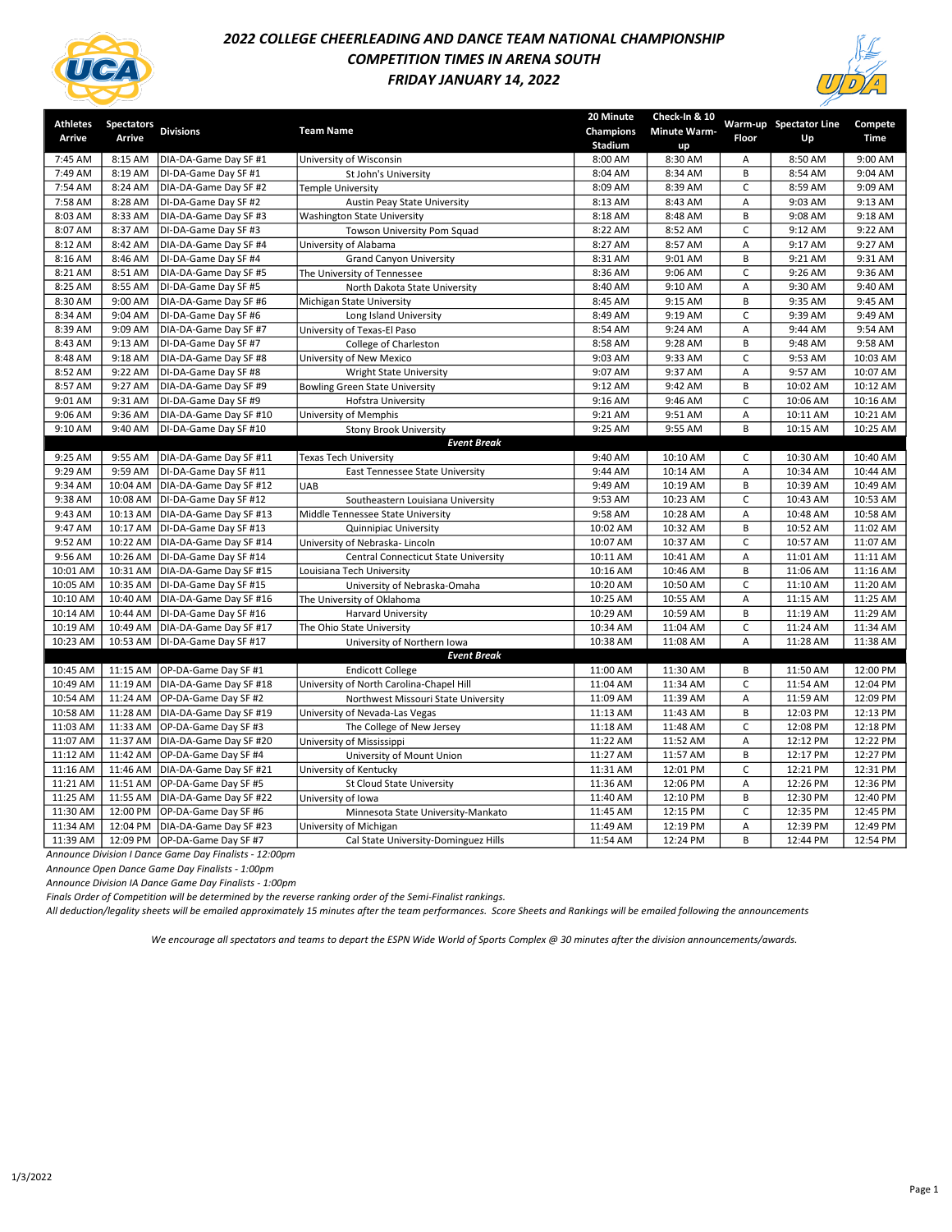# 2022 COLLEGE CHEERLEADING AND DANCE TEAM NATIONAL CHAMPIONSHIP

## COMPETITION TIMES IN ARENA SOUTH

## FRIDAY JANUARY 14, 2022

| Athletes Arrive | Spectators Arrive | Divisions | Team Name | 20 Minute Champions Stadium | Check-In & 10 Minute Warm-up | Warm-up Floor | Spectator Line Up | Compete Time |
|---|---|---|---|---|---|---|---|---|
| 7:45 AM | 8:15 AM | DIA-DA-Game Day SF #1 | University of Wisconsin | 8:00 AM | 8:30 AM | A | 8:50 AM | 9:00 AM |
| 7:49 AM | 8:19 AM | DI-DA-Game Day SF #1 | St John's University | 8:04 AM | 8:34 AM | B | 8:54 AM | 9:04 AM |
| 7:54 AM | 8:24 AM | DIA-DA-Game Day SF #2 | Temple University | 8:09 AM | 8:39 AM | C | 8:59 AM | 9:09 AM |
| 7:58 AM | 8:28 AM | DI-DA-Game Day SF #2 | Austin Peay State University | 8:13 AM | 8:43 AM | A | 9:03 AM | 9:13 AM |
| 8:03 AM | 8:33 AM | DIA-DA-Game Day SF #3 | Washington State University | 8:18 AM | 8:48 AM | B | 9:08 AM | 9:18 AM |
| 8:07 AM | 8:37 AM | DI-DA-Game Day SF #3 | Towson University Pom Squad | 8:22 AM | 8:52 AM | C | 9:12 AM | 9:22 AM |
| 8:12 AM | 8:42 AM | DIA-DA-Game Day SF #4 | University of Alabama | 8:27 AM | 8:57 AM | A | 9:17 AM | 9:27 AM |
| 8:16 AM | 8:46 AM | DI-DA-Game Day SF #4 | Grand Canyon University | 8:31 AM | 9:01 AM | B | 9:21 AM | 9:31 AM |
| 8:21 AM | 8:51 AM | DIA-DA-Game Day SF #5 | The University of Tennessee | 8:36 AM | 9:06 AM | C | 9:26 AM | 9:36 AM |
| 8:25 AM | 8:55 AM | DI-DA-Game Day SF #5 | North Dakota State University | 8:40 AM | 9:10 AM | A | 9:30 AM | 9:40 AM |
| 8:30 AM | 9:00 AM | DIA-DA-Game Day SF #6 | Michigan State University | 8:45 AM | 9:15 AM | B | 9:35 AM | 9:45 AM |
| 8:34 AM | 9:04 AM | DI-DA-Game Day SF #6 | Long Island University | 8:49 AM | 9:19 AM | C | 9:39 AM | 9:49 AM |
| 8:39 AM | 9:09 AM | DIA-DA-Game Day SF #7 | University of Texas-El Paso | 8:54 AM | 9:24 AM | A | 9:44 AM | 9:54 AM |
| 8:43 AM | 9:13 AM | DI-DA-Game Day SF #7 | College of Charleston | 8:58 AM | 9:28 AM | B | 9:48 AM | 9:58 AM |
| 8:48 AM | 9:18 AM | DIA-DA-Game Day SF #8 | University of New Mexico | 9:03 AM | 9:33 AM | C | 9:53 AM | 10:03 AM |
| 8:52 AM | 9:22 AM | DI-DA-Game Day SF #8 | Wright State University | 9:07 AM | 9:37 AM | A | 9:57 AM | 10:07 AM |
| 8:57 AM | 9:27 AM | DIA-DA-Game Day SF #9 | Bowling Green State University | 9:12 AM | 9:42 AM | B | 10:02 AM | 10:12 AM |
| 9:01 AM | 9:31 AM | DI-DA-Game Day SF #9 | Hofstra University | 9:16 AM | 9:46 AM | C | 10:06 AM | 10:16 AM |
| 9:06 AM | 9:36 AM | DIA-DA-Game Day SF #10 | University of Memphis | 9:21 AM | 9:51 AM | A | 10:11 AM | 10:21 AM |
| 9:10 AM | 9:40 AM | DI-DA-Game Day SF #10 | Stony Brook University | 9:25 AM | 9:55 AM | B | 10:15 AM | 10:25 AM |
| | | | ***Event Break*** | | | | | |
| 9:25 AM | 9:55 AM | DIA-DA-Game Day SF #11 | Texas Tech University | 9:40 AM | 10:10 AM | C | 10:30 AM | 10:40 AM |
| 9:29 AM | 9:59 AM | DI-DA-Game Day SF #11 | East Tennessee State University | 9:44 AM | 10:14 AM | A | 10:34 AM | 10:44 AM |
| 9:34 AM | 10:04 AM | DIA-DA-Game Day SF #12 | UAB | 9:49 AM | 10:19 AM | B | 10:39 AM | 10:49 AM |
| 9:38 AM | 10:08 AM | DI-DA-Game Day SF #12 | Southeastern Louisiana University | 9:53 AM | 10:23 AM | C | 10:43 AM | 10:53 AM |
| 9:43 AM | 10:13 AM | DIA-DA-Game Day SF #13 | Middle Tennessee State University | 9:58 AM | 10:28 AM | A | 10:48 AM | 10:58 AM |
| 9:47 AM | 10:17 AM | DI-DA-Game Day SF #13 | Quinnipiac University | 10:02 AM | 10:32 AM | B | 10:52 AM | 11:02 AM |
| 9:52 AM | 10:22 AM | DIA-DA-Game Day SF #14 | University of Nebraska- Lincoln | 10:07 AM | 10:37 AM | C | 10:57 AM | 11:07 AM |
| 9:56 AM | 10:26 AM | DI-DA-Game Day SF #14 | Central Connecticut State University | 10:11 AM | 10:41 AM | A | 11:01 AM | 11:11 AM |
| 10:01 AM | 10:31 AM | DIA-DA-Game Day SF #15 | Louisiana Tech University | 10:16 AM | 10:46 AM | B | 11:06 AM | 11:16 AM |
| 10:05 AM | 10:35 AM | DI-DA-Game Day SF #15 | University of Nebraska-Omaha | 10:20 AM | 10:50 AM | C | 11:10 AM | 11:20 AM |
| 10:10 AM | 10:40 AM | DIA-DA-Game Day SF #16 | The University of Oklahoma | 10:25 AM | 10:55 AM | A | 11:15 AM | 11:25 AM |
| 10:14 AM | 10:44 AM | DI-DA-Game Day SF #16 | Harvard University | 10:29 AM | 10:59 AM | B | 11:19 AM | 11:29 AM |
| 10:19 AM | 10:49 AM | DIA-DA-Game Day SF #17 | The Ohio State University | 10:34 AM | 11:04 AM | C | 11:24 AM | 11:34 AM |
| 10:23 AM | 10:53 AM | DI-DA-Game Day SF #17 | University of Northern Iowa | 10:38 AM | 11:08 AM | A | 11:28 AM | 11:38 AM |
| | | | ***Event Break*** | | | | | |
| 10:45 AM | 11:15 AM | OP-DA-Game Day SF #1 | Endicott College | 11:00 AM | 11:30 AM | B | 11:50 AM | 12:00 PM |
| 10:49 AM | 11:19 AM | DIA-DA-Game Day SF #18 | University of North Carolina-Chapel Hill | 11:04 AM | 11:34 AM | C | 11:54 AM | 12:04 PM |
| 10:54 AM | 11:24 AM | OP-DA-Game Day SF #2 | Northwest Missouri State University | 11:09 AM | 11:39 AM | A | 11:59 AM | 12:09 PM |
| 10:58 AM | 11:28 AM | DIA-DA-Game Day SF #19 | University of Nevada-Las Vegas | 11:13 AM | 11:43 AM | B | 12:03 PM | 12:13 PM |
| 11:03 AM | 11:33 AM | OP-DA-Game Day SF #3 | The College of New Jersey | 11:18 AM | 11:48 AM | C | 12:08 PM | 12:18 PM |
| 11:07 AM | 11:37 AM | DIA-DA-Game Day SF #20 | University of Mississippi | 11:22 AM | 11:52 AM | A | 12:12 PM | 12:22 PM |
| 11:12 AM | 11:42 AM | OP-DA-Game Day SF #4 | University of Mount Union | 11:27 AM | 11:57 AM | B | 12:17 PM | 12:27 PM |
| 11:16 AM | 11:46 AM | DIA-DA-Game Day SF #21 | University of Kentucky | 11:31 AM | 12:01 PM | C | 12:21 PM | 12:31 PM |
| 11:21 AM | 11:51 AM | OP-DA-Game Day SF #5 | St Cloud State University | 11:36 AM | 12:06 PM | A | 12:26 PM | 12:36 PM |
| 11:25 AM | 11:55 AM | DIA-DA-Game Day SF #22 | University of Iowa | 11:40 AM | 12:10 PM | B | 12:30 PM | 12:40 PM |
| 11:30 AM | 12:00 PM | OP-DA-Game Day SF #6 | Minnesota State University-Mankato | 11:45 AM | 12:15 PM | C | 12:35 PM | 12:45 PM |
| 11:34 AM | 12:04 PM | DIA-DA-Game Day SF #23 | University of Michigan | 11:49 AM | 12:19 PM | A | 12:39 PM | 12:49 PM |
| 11:39 AM | 12:09 PM | OP-DA-Game Day SF #7 | Cal State University-Dominguez Hills | 11:54 AM | 12:24 PM | B | 12:44 PM | 12:54 PM |

*Announce Division I Dance Game Day Finalists - 12:00pm*

*Announce Open Dance Game Day Finalists - 1:00pm*

*Announce Division IA Dance Game Day Finalists - 1:00pm*

*Finals Order of Competition will be determined by the reverse ranking order of the Semi-Finalist rankings.*

*All deduction/legality sheets will be emailed approximately 15 minutes after the team performances. Score Sheets and Rankings will be emailed following the announcements*

*We encourage all spectators and teams to depart the ESPN Wide World of Sports Complex @ 30 minutes after the division announcements/awards.*

1/3/2022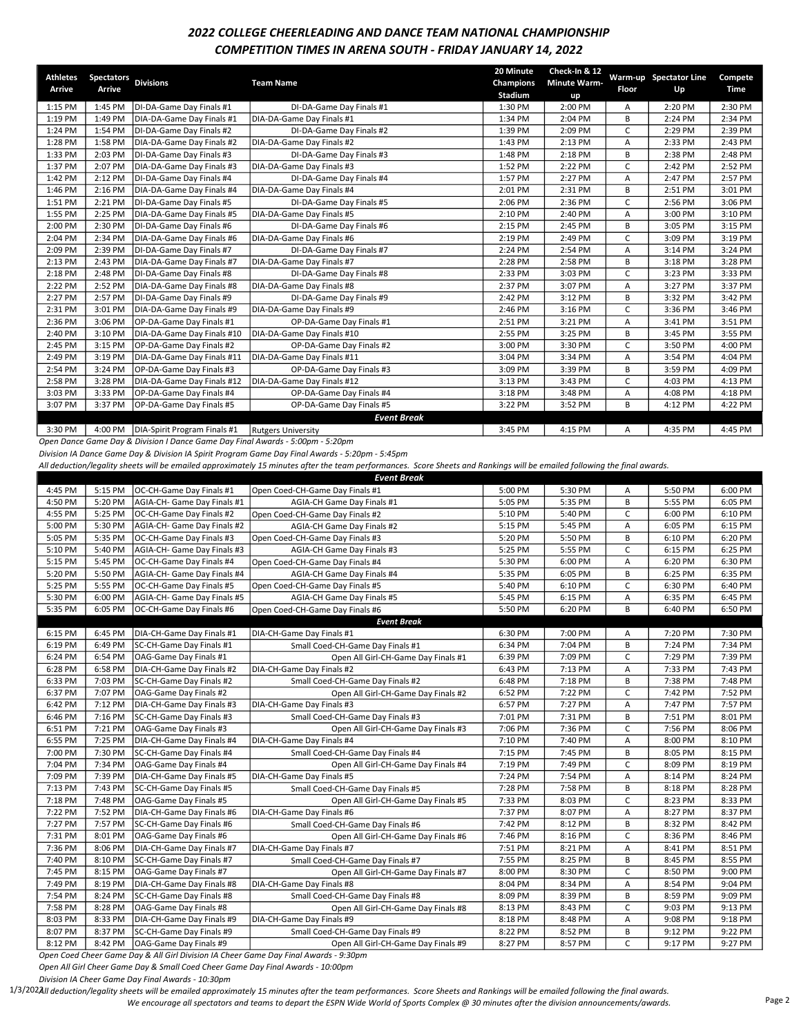## *2022 COLLEGE CHEERLEADING AND DANCE TEAM NATIONAL CHAMPIONSHIP*
## *COMPETITION TIMES IN ARENA SOUTH - FRIDAY JANUARY 14, 2022*

| Athletes Arrive | Spectators Arrive | Divisions | Team Name | 20 Minute Champions Stadium | Check-In & 12 Minute Warm-up | Warm-up Floor | Spectator Line Up | Compete Time |
|---|---|---|---|---|---|---|---|---|
| 1:15 PM | 1:45 PM | DI-DA-Game Day Finals #1 | DI-DA-Game Day Finals #1 | 1:30 PM | 2:00 PM | A | 2:20 PM | 2:30 PM |
| 1:19 PM | 1:49 PM | DIA-DA-Game Day Finals #1 | DIA-DA-Game Day Finals #1 | 1:34 PM | 2:04 PM | B | 2:24 PM | 2:34 PM |
| 1:24 PM | 1:54 PM | DI-DA-Game Day Finals #2 | DI-DA-Game Day Finals #2 | 1:39 PM | 2:09 PM | C | 2:29 PM | 2:39 PM |
| 1:28 PM | 1:58 PM | DIA-DA-Game Day Finals #2 | DIA-DA-Game Day Finals #2 | 1:43 PM | 2:13 PM | A | 2:33 PM | 2:43 PM |
| 1:33 PM | 2:03 PM | DI-DA-Game Day Finals #3 | DI-DA-Game Day Finals #3 | 1:48 PM | 2:18 PM | B | 2:38 PM | 2:48 PM |
| 1:37 PM | 2:07 PM | DIA-DA-Game Day Finals #3 | DIA-DA-Game Day Finals #3 | 1:52 PM | 2:22 PM | C | 2:42 PM | 2:52 PM |
| 1:42 PM | 2:12 PM | DI-DA-Game Day Finals #4 | DI-DA-Game Day Finals #4 | 1:57 PM | 2:27 PM | A | 2:47 PM | 2:57 PM |
| 1:46 PM | 2:16 PM | DIA-DA-Game Day Finals #4 | DIA-DA-Game Day Finals #4 | 2:01 PM | 2:31 PM | B | 2:51 PM | 3:01 PM |
| 1:51 PM | 2:21 PM | DI-DA-Game Day Finals #5 | DI-DA-Game Day Finals #5 | 2:06 PM | 2:36 PM | C | 2:56 PM | 3:06 PM |
| 1:55 PM | 2:25 PM | DIA-DA-Game Day Finals #5 | DIA-DA-Game Day Finals #5 | 2:10 PM | 2:40 PM | A | 3:00 PM | 3:10 PM |
| 2:00 PM | 2:30 PM | DI-DA-Game Day Finals #6 | DI-DA-Game Day Finals #6 | 2:15 PM | 2:45 PM | B | 3:05 PM | 3:15 PM |
| 2:04 PM | 2:34 PM | DIA-DA-Game Day Finals #6 | DIA-DA-Game Day Finals #6 | 2:19 PM | 2:49 PM | C | 3:09 PM | 3:19 PM |
| 2:09 PM | 2:39 PM | DI-DA-Game Day Finals #7 | DI-DA-Game Day Finals #7 | 2:24 PM | 2:54 PM | A | 3:14 PM | 3:24 PM |
| 2:13 PM | 2:43 PM | DIA-DA-Game Day Finals #7 | DIA-DA-Game Day Finals #7 | 2:28 PM | 2:58 PM | B | 3:18 PM | 3:28 PM |
| 2:18 PM | 2:48 PM | DI-DA-Game Day Finals #8 | DI-DA-Game Day Finals #8 | 2:33 PM | 3:03 PM | C | 3:23 PM | 3:33 PM |
| 2:22 PM | 2:52 PM | DIA-DA-Game Day Finals #8 | DIA-DA-Game Day Finals #8 | 2:37 PM | 3:07 PM | A | 3:27 PM | 3:37 PM |
| 2:27 PM | 2:57 PM | DI-DA-Game Day Finals #9 | DI-DA-Game Day Finals #9 | 2:42 PM | 3:12 PM | B | 3:32 PM | 3:42 PM |
| 2:31 PM | 3:01 PM | DIA-DA-Game Day Finals #9 | DIA-DA-Game Day Finals #9 | 2:46 PM | 3:16 PM | C | 3:36 PM | 3:46 PM |
| 2:36 PM | 3:06 PM | OP-DA-Game Day Finals #1 | OP-DA-Game Day Finals #1 | 2:51 PM | 3:21 PM | A | 3:41 PM | 3:51 PM |
| 2:40 PM | 3:10 PM | DIA-DA-Game Day Finals #10 | DIA-DA-Game Day Finals #10 | 2:55 PM | 3:25 PM | B | 3:45 PM | 3:55 PM |
| 2:45 PM | 3:15 PM | OP-DA-Game Day Finals #2 | OP-DA-Game Day Finals #2 | 3:00 PM | 3:30 PM | C | 3:50 PM | 4:00 PM |
| 2:49 PM | 3:19 PM | DIA-DA-Game Day Finals #11 | DIA-DA-Game Day Finals #11 | 3:04 PM | 3:34 PM | A | 3:54 PM | 4:04 PM |
| 2:54 PM | 3:24 PM | OP-DA-Game Day Finals #3 | OP-DA-Game Day Finals #3 | 3:09 PM | 3:39 PM | B | 3:59 PM | 4:09 PM |
| 2:58 PM | 3:28 PM | DIA-DA-Game Day Finals #12 | DIA-DA-Game Day Finals #12 | 3:13 PM | 3:43 PM | C | 4:03 PM | 4:13 PM |
| 3:03 PM | 3:33 PM | OP-DA-Game Day Finals #4 | OP-DA-Game Day Finals #4 | 3:18 PM | 3:48 PM | A | 4:08 PM | 4:18 PM |
| 3:07 PM | 3:37 PM | OP-DA-Game Day Finals #5 | OP-DA-Game Day Finals #5 | 3:22 PM | 3:52 PM | B | 4:12 PM | 4:22 PM |
| | | | ***Event Break*** | | | | | |
| 3:30 PM | 4:00 PM | DIA-Spirit Program Finals #1 | Rutgers University | 3:45 PM | 4:15 PM | A | 4:35 PM | 4:45 PM |

*Open Dance Game Day & Division I Dance Game Day Final Awards - 5:00pm - 5:20pm*

*Division IA Dance Game Day & Division IA Spirit Program Game Day Final Awards - 5:20pm - 5:45pm*

*All deduction/legality sheets will be emailed approximately 15 minutes after the team performances. Score Sheets and Rankings will be emailed following the final awards.*

| Athletes Arrive | Spectators Arrive | Divisions | Team Name | 20 Minute Champions Stadium | Check-In & 12 Minute Warm-up | Warm-up Floor | Spectator Line Up | Compete Time |
|---|---|---|---|---|---|---|---|---|
| | | | ***Event Break*** | | | | | |
| 4:45 PM | 5:15 PM | OC-CH-Game Day Finals #1 | Open Coed-CH-Game Day Finals #1 | 5:00 PM | 5:30 PM | A | 5:50 PM | 6:00 PM |
| 4:50 PM | 5:20 PM | AGIA-CH- Game Day Finals #1 | AGIA-CH Game Day Finals #1 | 5:05 PM | 5:35 PM | B | 5:55 PM | 6:05 PM |
| 4:55 PM | 5:25 PM | OC-CH-Game Day Finals #2 | Open Coed-CH-Game Day Finals #2 | 5:10 PM | 5:40 PM | C | 6:00 PM | 6:10 PM |
| 5:00 PM | 5:30 PM | AGIA-CH- Game Day Finals #2 | AGIA-CH Game Day Finals #2 | 5:15 PM | 5:45 PM | A | 6:05 PM | 6:15 PM |
| 5:05 PM | 5:35 PM | OC-CH-Game Day Finals #3 | Open Coed-CH-Game Day Finals #3 | 5:20 PM | 5:50 PM | B | 6:10 PM | 6:20 PM |
| 5:10 PM | 5:40 PM | AGIA-CH- Game Day Finals #3 | AGIA-CH Game Day Finals #3 | 5:25 PM | 5:55 PM | C | 6:15 PM | 6:25 PM |
| 5:15 PM | 5:45 PM | OC-CH-Game Day Finals #4 | Open Coed-CH-Game Day Finals #4 | 5:30 PM | 6:00 PM | A | 6:20 PM | 6:30 PM |
| 5:20 PM | 5:50 PM | AGIA-CH- Game Day Finals #4 | AGIA-CH Game Day Finals #4 | 5:35 PM | 6:05 PM | B | 6:25 PM | 6:35 PM |
| 5:25 PM | 5:55 PM | OC-CH-Game Day Finals #5 | Open Coed-CH-Game Day Finals #5 | 5:40 PM | 6:10 PM | C | 6:30 PM | 6:40 PM |
| 5:30 PM | 6:00 PM | AGIA-CH- Game Day Finals #5 | AGIA-CH Game Day Finals #5 | 5:45 PM | 6:15 PM | A | 6:35 PM | 6:45 PM |
| 5:35 PM | 6:05 PM | OC-CH-Game Day Finals #6 | Open Coed-CH-Game Day Finals #6 | 5:50 PM | 6:20 PM | B | 6:40 PM | 6:50 PM |
| | | | ***Event Break*** | | | | | |
| 6:15 PM | 6:45 PM | DIA-CH-Game Day Finals #1 | DIA-CH-Game Day Finals #1 | 6:30 PM | 7:00 PM | A | 7:20 PM | 7:30 PM |
| 6:19 PM | 6:49 PM | SC-CH-Game Day Finals #1 | Small Coed-CH-Game Day Finals #1 | 6:34 PM | 7:04 PM | B | 7:24 PM | 7:34 PM |
| 6:24 PM | 6:54 PM | OAG-Game Day Finals #1 | Open All Girl-CH-Game Day Finals #1 | 6:39 PM | 7:09 PM | C | 7:29 PM | 7:39 PM |
| 6:28 PM | 6:58 PM | DIA-CH-Game Day Finals #2 | DIA-CH-Game Day Finals #2 | 6:43 PM | 7:13 PM | A | 7:33 PM | 7:43 PM |
| 6:33 PM | 7:03 PM | SC-CH-Game Day Finals #2 | Small Coed-CH-Game Day Finals #2 | 6:48 PM | 7:18 PM | B | 7:38 PM | 7:48 PM |
| 6:37 PM | 7:07 PM | OAG-Game Day Finals #2 | Open All Girl-CH-Game Day Finals #2 | 6:52 PM | 7:22 PM | C | 7:42 PM | 7:52 PM |
| 6:42 PM | 7:12 PM | DIA-CH-Game Day Finals #3 | DIA-CH-Game Day Finals #3 | 6:57 PM | 7:27 PM | A | 7:47 PM | 7:57 PM |
| 6:46 PM | 7:16 PM | SC-CH-Game Day Finals #3 | Small Coed-CH-Game Day Finals #3 | 7:01 PM | 7:31 PM | B | 7:51 PM | 8:01 PM |
| 6:51 PM | 7:21 PM | OAG-Game Day Finals #3 | Open All Girl-CH-Game Day Finals #3 | 7:06 PM | 7:36 PM | C | 7:56 PM | 8:06 PM |
| 6:55 PM | 7:25 PM | DIA-CH-Game Day Finals #4 | DIA-CH-Game Day Finals #4 | 7:10 PM | 7:40 PM | A | 8:00 PM | 8:10 PM |
| 7:00 PM | 7:30 PM | SC-CH-Game Day Finals #4 | Small Coed-CH-Game Day Finals #4 | 7:15 PM | 7:45 PM | B | 8:05 PM | 8:15 PM |
| 7:04 PM | 7:34 PM | OAG-Game Day Finals #4 | Open All Girl-CH-Game Day Finals #4 | 7:19 PM | 7:49 PM | C | 8:09 PM | 8:19 PM |
| 7:09 PM | 7:39 PM | DIA-CH-Game Day Finals #5 | DIA-CH-Game Day Finals #5 | 7:24 PM | 7:54 PM | A | 8:14 PM | 8:24 PM |
| 7:13 PM | 7:43 PM | SC-CH-Game Day Finals #5 | Small Coed-CH-Game Day Finals #5 | 7:28 PM | 7:58 PM | B | 8:18 PM | 8:28 PM |
| 7:18 PM | 7:48 PM | OAG-Game Day Finals #5 | Open All Girl-CH-Game Day Finals #5 | 7:33 PM | 8:03 PM | C | 8:23 PM | 8:33 PM |
| 7:22 PM | 7:52 PM | DIA-CH-Game Day Finals #6 | DIA-CH-Game Day Finals #6 | 7:37 PM | 8:07 PM | A | 8:27 PM | 8:37 PM |
| 7:27 PM | 7:57 PM | SC-CH-Game Day Finals #6 | Small Coed-CH-Game Day Finals #6 | 7:42 PM | 8:12 PM | B | 8:32 PM | 8:42 PM |
| 7:31 PM | 8:01 PM | OAG-Game Day Finals #6 | Open All Girl-CH-Game Day Finals #6 | 7:46 PM | 8:16 PM | C | 8:36 PM | 8:46 PM |
| 7:36 PM | 8:06 PM | DIA-CH-Game Day Finals #7 | DIA-CH-Game Day Finals #7 | 7:51 PM | 8:21 PM | A | 8:41 PM | 8:51 PM |
| 7:40 PM | 8:10 PM | SC-CH-Game Day Finals #7 | Small Coed-CH-Game Day Finals #7 | 7:55 PM | 8:25 PM | B | 8:45 PM | 8:55 PM |
| 7:45 PM | 8:15 PM | OAG-Game Day Finals #7 | Open All Girl-CH-Game Day Finals #7 | 8:00 PM | 8:30 PM | C | 8:50 PM | 9:00 PM |
| 7:49 PM | 8:19 PM | DIA-CH-Game Day Finals #8 | DIA-CH-Game Day Finals #8 | 8:04 PM | 8:34 PM | A | 8:54 PM | 9:04 PM |
| 7:54 PM | 8:24 PM | SC-CH-Game Day Finals #8 | Small Coed-CH-Game Day Finals #8 | 8:09 PM | 8:39 PM | B | 8:59 PM | 9:09 PM |
| 7:58 PM | 8:28 PM | OAG-Game Day Finals #8 | Open All Girl-CH-Game Day Finals #8 | 8:13 PM | 8:43 PM | C | 9:03 PM | 9:13 PM |
| 8:03 PM | 8:33 PM | DIA-CH-Game Day Finals #9 | DIA-CH-Game Day Finals #9 | 8:18 PM | 8:48 PM | A | 9:08 PM | 9:18 PM |
| 8:07 PM | 8:37 PM | SC-CH-Game Day Finals #9 | Small Coed-CH-Game Day Finals #9 | 8:22 PM | 8:52 PM | B | 9:12 PM | 9:22 PM |
| 8:12 PM | 8:42 PM | OAG-Game Day Finals #9 | Open All Girl-CH-Game Day Finals #9 | 8:27 PM | 8:57 PM | C | 9:17 PM | 9:27 PM |

*Open Coed Cheer Game Day & All Girl Division IA Cheer Game Day Final Awards - 9:30pm*

*Open All Girl Cheer Game Day & Small Coed Cheer Game Day Final Awards - 10:00pm*

*Division IA Cheer Game Day Final Awards - 10:30pm*

*All deduction/legality sheets will be emailed approximately 15 minutes after the team performances. Score Sheets and Rankings will be emailed following the final awards.*

*We encourage all spectators and teams to depart the ESPN Wide World of Sports Complex @ 30 minutes after the division announcements/awards.*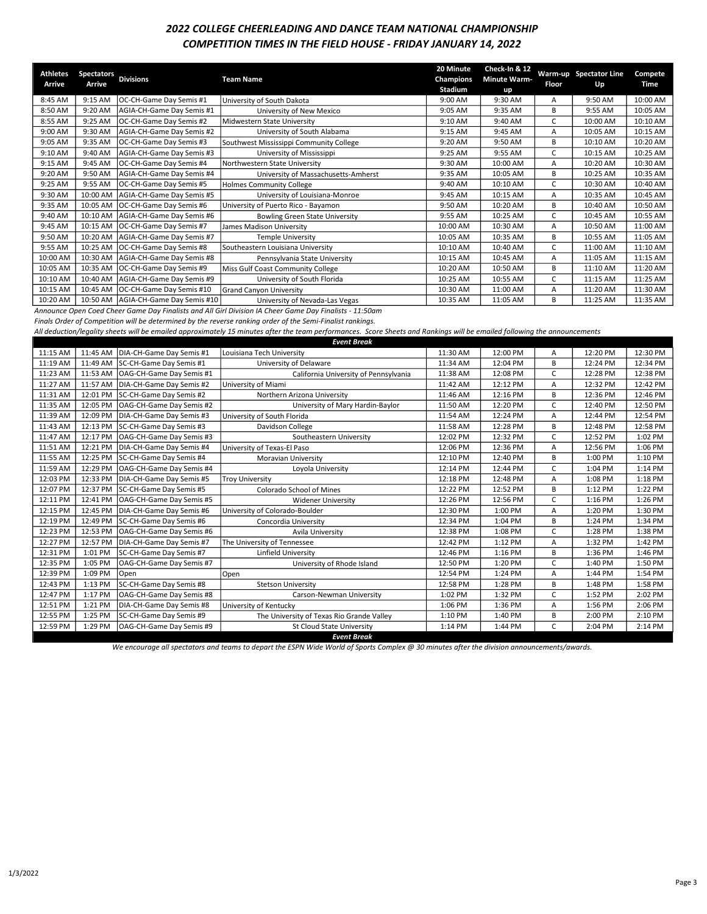# 2022 COLLEGE CHEERLEADING AND DANCE TEAM NATIONAL CHAMPIONSHIP

## COMPETITION TIMES IN THE FIELD HOUSE - FRIDAY JANUARY 14, 2022

| Athletes Arrive | Spectators Arrive | Divisions | Team Name | 20 Minute Champions Stadium | Check-In & 12 Minute Warm-up | Warm-up Floor | Spectator Line Up | Compete Time |
|---|---|---|---|---|---|---|---|---|
| 8:45 AM | 9:15 AM | OC-CH-Game Day Semis #1 | University of South Dakota | 9:00 AM | 9:30 AM | A | 9:50 AM | 10:00 AM |
| 8:50 AM | 9:20 AM | AGIA-CH-Game Day Semis #1 | University of New Mexico | 9:05 AM | 9:35 AM | B | 9:55 AM | 10:05 AM |
| 8:55 AM | 9:25 AM | OC-CH-Game Day Semis #2 | Midwestern State University | 9:10 AM | 9:40 AM | C | 10:00 AM | 10:10 AM |
| 9:00 AM | 9:30 AM | AGIA-CH-Game Day Semis #2 | University of South Alabama | 9:15 AM | 9:45 AM | A | 10:05 AM | 10:15 AM |
| 9:05 AM | 9:35 AM | OC-CH-Game Day Semis #3 | Southwest Mississippi Community College | 9:20 AM | 9:50 AM | B | 10:10 AM | 10:20 AM |
| 9:10 AM | 9:40 AM | AGIA-CH-Game Day Semis #3 | University of Mississippi | 9:25 AM | 9:55 AM | C | 10:15 AM | 10:25 AM |
| 9:15 AM | 9:45 AM | OC-CH-Game Day Semis #4 | Northwestern State University | 9:30 AM | 10:00 AM | A | 10:20 AM | 10:30 AM |
| 9:20 AM | 9:50 AM | AGIA-CH-Game Day Semis #4 | University of Massachusetts-Amherst | 9:35 AM | 10:05 AM | B | 10:25 AM | 10:35 AM |
| 9:25 AM | 9:55 AM | OC-CH-Game Day Semis #5 | Holmes Community College | 9:40 AM | 10:10 AM | C | 10:30 AM | 10:40 AM |
| 9:30 AM | 10:00 AM | AGIA-CH-Game Day Semis #5 | University of Louisiana-Monroe | 9:45 AM | 10:15 AM | A | 10:35 AM | 10:45 AM |
| 9:35 AM | 10:05 AM | OC-CH-Game Day Semis #6 | University of Puerto Rico - Bayamon | 9:50 AM | 10:20 AM | B | 10:40 AM | 10:50 AM |
| 9:40 AM | 10:10 AM | AGIA-CH-Game Day Semis #6 | Bowling Green State University | 9:55 AM | 10:25 AM | C | 10:45 AM | 10:55 AM |
| 9:45 AM | 10:15 AM | OC-CH-Game Day Semis #7 | James Madison University | 10:00 AM | 10:30 AM | A | 10:50 AM | 11:00 AM |
| 9:50 AM | 10:20 AM | AGIA-CH-Game Day Semis #7 | Temple University | 10:05 AM | 10:35 AM | B | 10:55 AM | 11:05 AM |
| 9:55 AM | 10:25 AM | OC-CH-Game Day Semis #8 | Southeastern Louisiana University | 10:10 AM | 10:40 AM | C | 11:00 AM | 11:10 AM |
| 10:00 AM | 10:30 AM | AGIA-CH-Game Day Semis #8 | Pennsylvania State University | 10:15 AM | 10:45 AM | A | 11:05 AM | 11:15 AM |
| 10:05 AM | 10:35 AM | OC-CH-Game Day Semis #9 | Miss Gulf Coast Community College | 10:20 AM | 10:50 AM | B | 11:10 AM | 11:20 AM |
| 10:10 AM | 10:40 AM | AGIA-CH-Game Day Semis #9 | University of South Florida | 10:25 AM | 10:55 AM | C | 11:15 AM | 11:25 AM |
| 10:15 AM | 10:45 AM | OC-CH-Game Day Semis #10 | Grand Canyon University | 10:30 AM | 11:00 AM | A | 11:20 AM | 11:30 AM |
| 10:20 AM | 10:50 AM | AGIA-CH-Game Day Semis #10 | University of Nevada-Las Vegas | 10:35 AM | 11:05 AM | B | 11:25 AM | 11:35 AM |

*Announce Open Coed Cheer Game Day Finalists and All Girl Division IA Cheer Game Day Finalists - 11:50am*

*Finals Order of Competition will be determined by the reverse ranking order of the Semi-Finalist rankings.*

*All deduction/legality sheets will be emailed approximately 15 minutes after the team performances. Score Sheets and Rankings will be emailed following the announcements*

***Event Break***

| Athletes Arrive | Spectators Arrive | Divisions | Team Name | 20 Minute Champions Stadium | Check-In & 12 Minute Warm-up | Warm-up Floor | Spectator Line Up | Compete Time |
|---|---|---|---|---|---|---|---|---|
| 11:15 AM | 11:45 AM | DIA-CH-Game Day Semis #1 | Louisiana Tech University | 11:30 AM | 12:00 PM | A | 12:20 PM | 12:30 PM |
| 11:19 AM | 11:49 AM | SC-CH-Game Day Semis #1 | University of Delaware | 11:34 AM | 12:04 PM | B | 12:24 PM | 12:34 PM |
| 11:23 AM | 11:53 AM | OAG-CH-Game Day Semis #1 | California University of Pennsylvania | 11:38 AM | 12:08 PM | C | 12:28 PM | 12:38 PM |
| 11:27 AM | 11:57 AM | DIA-CH-Game Day Semis #2 | University of Miami | 11:42 AM | 12:12 PM | A | 12:32 PM | 12:42 PM |
| 11:31 AM | 12:01 PM | SC-CH-Game Day Semis #2 | Northern Arizona University | 11:46 AM | 12:16 PM | B | 12:36 PM | 12:46 PM |
| 11:35 AM | 12:05 PM | OAG-CH-Game Day Semis #2 | University of Mary Hardin-Baylor | 11:50 AM | 12:20 PM | C | 12:40 PM | 12:50 PM |
| 11:39 AM | 12:09 PM | DIA-CH-Game Day Semis #3 | University of South Florida | 11:54 AM | 12:24 PM | A | 12:44 PM | 12:54 PM |
| 11:43 AM | 12:13 PM | SC-CH-Game Day Semis #3 | Davidson College | 11:58 AM | 12:28 PM | B | 12:48 PM | 12:58 PM |
| 11:47 AM | 12:17 PM | OAG-CH-Game Day Semis #3 | Southeastern University | 12:02 PM | 12:32 PM | C | 12:52 PM | 1:02 PM |
| 11:51 AM | 12:21 PM | DIA-CH-Game Day Semis #4 | University of Texas-El Paso | 12:06 PM | 12:36 PM | A | 12:56 PM | 1:06 PM |
| 11:55 AM | 12:25 PM | SC-CH-Game Day Semis #4 | Moravian University | 12:10 PM | 12:40 PM | B | 1:00 PM | 1:10 PM |
| 11:59 AM | 12:29 PM | OAG-CH-Game Day Semis #4 | Loyola University | 12:14 PM | 12:44 PM | C | 1:04 PM | 1:14 PM |
| 12:03 PM | 12:33 PM | DIA-CH-Game Day Semis #5 | Troy University | 12:18 PM | 12:48 PM | A | 1:08 PM | 1:18 PM |
| 12:07 PM | 12:37 PM | SC-CH-Game Day Semis #5 | Colorado School of Mines | 12:22 PM | 12:52 PM | B | 1:12 PM | 1:22 PM |
| 12:11 PM | 12:41 PM | OAG-CH-Game Day Semis #5 | Widener University | 12:26 PM | 12:56 PM | C | 1:16 PM | 1:26 PM |
| 12:15 PM | 12:45 PM | DIA-CH-Game Day Semis #6 | University of Colorado-Boulder | 12:30 PM | 1:00 PM | A | 1:20 PM | 1:30 PM |
| 12:19 PM | 12:49 PM | SC-CH-Game Day Semis #6 | Concordia University | 12:34 PM | 1:04 PM | B | 1:24 PM | 1:34 PM |
| 12:23 PM | 12:53 PM | OAG-CH-Game Day Semis #6 | Avila University | 12:38 PM | 1:08 PM | C | 1:28 PM | 1:38 PM |
| 12:27 PM | 12:57 PM | DIA-CH-Game Day Semis #7 | The University of Tennessee | 12:42 PM | 1:12 PM | A | 1:32 PM | 1:42 PM |
| 12:31 PM | 1:01 PM | SC-CH-Game Day Semis #7 | Linfield University | 12:46 PM | 1:16 PM | B | 1:36 PM | 1:46 PM |
| 12:35 PM | 1:05 PM | OAG-CH-Game Day Semis #7 | University of Rhode Island | 12:50 PM | 1:20 PM | C | 1:40 PM | 1:50 PM |
| 12:39 PM | 1:09 PM | Open | Open | 12:54 PM | 1:24 PM | A | 1:44 PM | 1:54 PM |
| 12:43 PM | 1:13 PM | SC-CH-Game Day Semis #8 | Stetson University | 12:58 PM | 1:28 PM | B | 1:48 PM | 1:58 PM |
| 12:47 PM | 1:17 PM | OAG-CH-Game Day Semis #8 | Carson-Newman University | 1:02 PM | 1:32 PM | C | 1:52 PM | 2:02 PM |
| 12:51 PM | 1:21 PM | DIA-CH-Game Day Semis #8 | University of Kentucky | 1:06 PM | 1:36 PM | A | 1:56 PM | 2:06 PM |
| 12:55 PM | 1:25 PM | SC-CH-Game Day Semis #9 | The University of Texas Rio Grande Valley | 1:10 PM | 1:40 PM | B | 2:00 PM | 2:10 PM |
| 12:59 PM | 1:29 PM | OAG-CH-Game Day Semis #9 | St Cloud State University | 1:14 PM | 1:44 PM | C | 2:04 PM | 2:14 PM |

***Event Break***

*We encourage all spectators and teams to depart the ESPN Wide World of Sports Complex @ 30 minutes after the division announcements/awards.*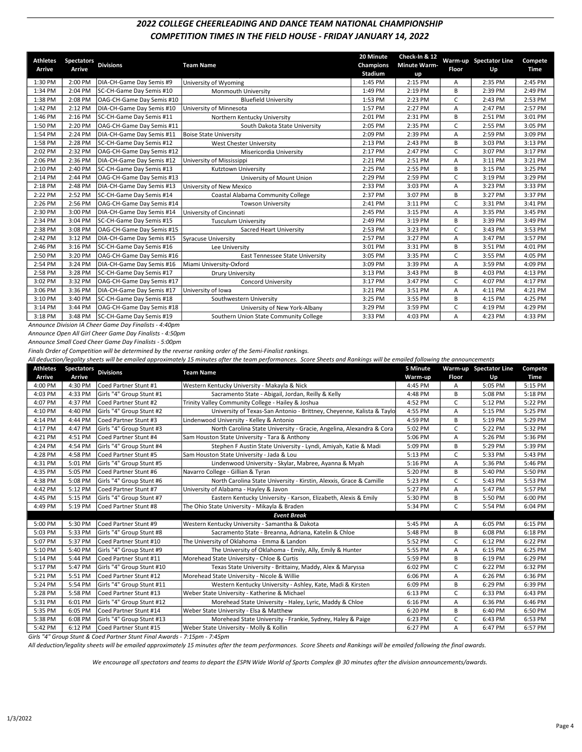## *2022 COLLEGE CHEERLEADING AND DANCE TEAM NATIONAL CHAMPIONSHIP*
## *COMPETITION TIMES IN THE FIELD HOUSE - FRIDAY JANUARY 14, 2022*

| Athletes Arrive | Spectators Arrive | Divisions | Team Name | 20 Minute Champions Stadium | Check-In & 12 Minute Warm-up | Floor | Warm-up Spectator Line Up | Compete Time |
|---|---|---|---|---|---|---|---|---|
| 1:30 PM | 2:00 PM | DIA-CH-Game Day Semis #9 | University of Wyoming | 1:45 PM | 2:15 PM | A | 2:35 PM | 2:45 PM |
| 1:34 PM | 2:04 PM | SC-CH-Game Day Semis #10 | Monmouth University | 1:49 PM | 2:19 PM | B | 2:39 PM | 2:49 PM |
| 1:38 PM | 2:08 PM | OAG-CH-Game Day Semis #10 | Bluefield University | 1:53 PM | 2:23 PM | C | 2:43 PM | 2:53 PM |
| 1:42 PM | 2:12 PM | DIA-CH-Game Day Semis #10 | University of Minnesota | 1:57 PM | 2:27 PM | A | 2:47 PM | 2:57 PM |
| 1:46 PM | 2:16 PM | SC-CH-Game Day Semis #11 | Northern Kentucky University | 2:01 PM | 2:31 PM | B | 2:51 PM | 3:01 PM |
| 1:50 PM | 2:20 PM | OAG-CH-Game Day Semis #11 | South Dakota State University | 2:05 PM | 2:35 PM | C | 2:55 PM | 3:05 PM |
| 1:54 PM | 2:24 PM | DIA-CH-Game Day Semis #11 | Boise State University | 2:09 PM | 2:39 PM | A | 2:59 PM | 3:09 PM |
| 1:58 PM | 2:28 PM | SC-CH-Game Day Semis #12 | West Chester University | 2:13 PM | 2:43 PM | B | 3:03 PM | 3:13 PM |
| 2:02 PM | 2:32 PM | OAG-CH-Game Day Semis #12 | Misericordia University | 2:17 PM | 2:47 PM | C | 3:07 PM | 3:17 PM |
| 2:06 PM | 2:36 PM | DIA-CH-Game Day Semis #12 | University of Mississippi | 2:21 PM | 2:51 PM | A | 3:11 PM | 3:21 PM |
| 2:10 PM | 2:40 PM | SC-CH-Game Day Semis #13 | Kutztown University | 2:25 PM | 2:55 PM | B | 3:15 PM | 3:25 PM |
| 2:14 PM | 2:44 PM | OAG-CH-Game Day Semis #13 | University of Mount Union | 2:29 PM | 2:59 PM | C | 3:19 PM | 3:29 PM |
| 2:18 PM | 2:48 PM | DIA-CH-Game Day Semis #13 | University of New Mexico | 2:33 PM | 3:03 PM | A | 3:23 PM | 3:33 PM |
| 2:22 PM | 2:52 PM | SC-CH-Game Day Semis #14 | Coastal Alabama Community College | 2:37 PM | 3:07 PM | B | 3:27 PM | 3:37 PM |
| 2:26 PM | 2:56 PM | OAG-CH-Game Day Semis #14 | Towson University | 2:41 PM | 3:11 PM | C | 3:31 PM | 3:41 PM |
| 2:30 PM | 3:00 PM | DIA-CH-Game Day Semis #14 | University of Cincinnati | 2:45 PM | 3:15 PM | A | 3:35 PM | 3:45 PM |
| 2:34 PM | 3:04 PM | SC-CH-Game Day Semis #15 | Tusculum University | 2:49 PM | 3:19 PM | B | 3:39 PM | 3:49 PM |
| 2:38 PM | 3:08 PM | OAG-CH-Game Day Semis #15 | Sacred Heart University | 2:53 PM | 3:23 PM | C | 3:43 PM | 3:53 PM |
| 2:42 PM | 3:12 PM | DIA-CH-Game Day Semis #15 | Syracuse University | 2:57 PM | 3:27 PM | A | 3:47 PM | 3:57 PM |
| 2:46 PM | 3:16 PM | SC-CH-Game Day Semis #16 | Lee University | 3:01 PM | 3:31 PM | B | 3:51 PM | 4:01 PM |
| 2:50 PM | 3:20 PM | OAG-CH-Game Day Semis #16 | East Tennessee State University | 3:05 PM | 3:35 PM | C | 3:55 PM | 4:05 PM |
| 2:54 PM | 3:24 PM | DIA-CH-Game Day Semis #16 | Miami University-Oxford | 3:09 PM | 3:39 PM | A | 3:59 PM | 4:09 PM |
| 2:58 PM | 3:28 PM | SC-CH-Game Day Semis #17 | Drury University | 3:13 PM | 3:43 PM | B | 4:03 PM | 4:13 PM |
| 3:02 PM | 3:32 PM | OAG-CH-Game Day Semis #17 | Concord University | 3:17 PM | 3:47 PM | C | 4:07 PM | 4:17 PM |
| 3:06 PM | 3:36 PM | DIA-CH-Game Day Semis #17 | University of Iowa | 3:21 PM | 3:51 PM | A | 4:11 PM | 4:21 PM |
| 3:10 PM | 3:40 PM | SC-CH-Game Day Semis #18 | Southwestern University | 3:25 PM | 3:55 PM | B | 4:15 PM | 4:25 PM |
| 3:14 PM | 3:44 PM | OAG-CH-Game Day Semis #18 | University of New York-Albany | 3:29 PM | 3:59 PM | C | 4:19 PM | 4:29 PM |
| 3:18 PM | 3:48 PM | SC-CH-Game Day Semis #19 | Southern Union State Community College | 3:33 PM | 4:03 PM | A | 4:23 PM | 4:33 PM |

*Announce Division IA Cheer Game Day Finalists - 4:40pm*

*Announce Open All Girl Cheer Game Day Finalists - 4:50pm*

*Announce Small Coed Cheer Game Day Finalists - 5:00pm*

*Finals Order of Competition will be determined by the reverse ranking order of the Semi-Finalist rankings.*

*All deduction/legality sheets will be emailed approximately 15 minutes after the team performances. Score Sheets and Rankings will be emailed following the announcements*

| Athletes Arrive | Spectators Arrive | Divisions | Team Name | 5 Minute Warm-up | Floor | Warm-up Spectator Line Up | Compete Time |
|---|---|---|---|---|---|---|---|
| 4:00 PM | 4:30 PM | Coed Partner Stunt #1 | Western Kentucky University - Makayla & Nick | 4:45 PM | A | 5:05 PM | 5:15 PM |
| 4:03 PM | 4:33 PM | Girls "4" Group Stunt #1 | Sacramento State - Abigail, Jordan, Reilly & Kelly | 4:48 PM | B | 5:08 PM | 5:18 PM |
| 4:07 PM | 4:37 PM | Coed Partner Stunt #2 | Trinity Valley Community College - Hailey & Joshua | 4:52 PM | C | 5:12 PM | 5:22 PM |
| 4:10 PM | 4:40 PM | Girls "4" Group Stunt #2 | University of Texas-San Antonio - Brittney, Cheyenne, Kalista & Taylo | 4:55 PM | A | 5:15 PM | 5:25 PM |
| 4:14 PM | 4:44 PM | Coed Partner Stunt #3 | Lindenwood University - Kelley & Antonio | 4:59 PM | B | 5:19 PM | 5:29 PM |
| 4:17 PM | 4:47 PM | Girls "4" Group Stunt #3 | North Carolina State University - Gracie, Angelina, Alexandra & Cora | 5:02 PM | C | 5:22 PM | 5:32 PM |
| 4:21 PM | 4:51 PM | Coed Partner Stunt #4 | Sam Houston State University - Tara & Anthony | 5:06 PM | A | 5:26 PM | 5:36 PM |
| 4:24 PM | 4:54 PM | Girls "4" Group Stunt #4 | Stephen F Austin State University - Lyndi, Amiyah, Katie & Madi | 5:09 PM | B | 5:29 PM | 5:39 PM |
| 4:28 PM | 4:58 PM | Coed Partner Stunt #5 | Sam Houston State University - Jada & Lou | 5:13 PM | C | 5:33 PM | 5:43 PM |
| 4:31 PM | 5:01 PM | Girls "4" Group Stunt #5 | Lindenwood University - Skylar, Mabree, Ayanna & Myah | 5:16 PM | A | 5:36 PM | 5:46 PM |
| 4:35 PM | 5:05 PM | Coed Partner Stunt #6 | Navarro College - Gillian & Tyran | 5:20 PM | B | 5:40 PM | 5:50 PM |
| 4:38 PM | 5:08 PM | Girls "4" Group Stunt #6 | North Carolina State University - Kirstin, Alexxis, Grace & Camille | 5:23 PM | C | 5:43 PM | 5:53 PM |
| 4:42 PM | 5:12 PM | Coed Partner Stunt #7 | University of Alabama - Hayley & Javon | 5:27 PM | A | 5:47 PM | 5:57 PM |
| 4:45 PM | 5:15 PM | Girls "4" Group Stunt #7 | Eastern Kentucky University - Karson, Elizabeth, Alexis & Emily | 5:30 PM | B | 5:50 PM | 6:00 PM |
| 4:49 PM | 5:19 PM | Coed Partner Stunt #8 | The Ohio State University - Mikayla & Braden | 5:34 PM | C | 5:54 PM | 6:04 PM |
| | | | ***Event Break*** | | | | |
| 5:00 PM | 5:30 PM | Coed Partner Stunt #9 | Western Kentucky University - Samantha & Dakota | 5:45 PM | A | 6:05 PM | 6:15 PM |
| 5:03 PM | 5:33 PM | Girls "4" Group Stunt #8 | Sacramento State - Breanna, Adriana, Katelin & Chloe | 5:48 PM | B | 6:08 PM | 6:18 PM |
| 5:07 PM | 5:37 PM | Coed Partner Stunt #10 | The University of Oklahoma - Emma & Landon | 5:52 PM | C | 6:12 PM | 6:22 PM |
| 5:10 PM | 5:40 PM | Girls "4" Group Stunt #9 | The University of Oklahoma - Emily, Ally, Emily & Hunter | 5:55 PM | A | 6:15 PM | 6:25 PM |
| 5:14 PM | 5:44 PM | Coed Partner Stunt #11 | Morehead State University - Chloe & Curtis | 5:59 PM | B | 6:19 PM | 6:29 PM |
| 5:17 PM | 5:47 PM | Girls "4" Group Stunt #10 | Texas State University - Brittainy, Maddy, Alex & Maryssa | 6:02 PM | C | 6:22 PM | 6:32 PM |
| 5:21 PM | 5:51 PM | Coed Partner Stunt #12 | Morehead State University - Nicole & Willie | 6:06 PM | A | 6:26 PM | 6:36 PM |
| 5:24 PM | 5:54 PM | Girls "4" Group Stunt #11 | Western Kentucky University - Ashley, Kate, Madi & Kirsten | 6:09 PM | B | 6:29 PM | 6:39 PM |
| 5:28 PM | 5:58 PM | Coed Partner Stunt #13 | Weber State University - Katherine & Michael | 6:13 PM | C | 6:33 PM | 6:43 PM |
| 5:31 PM | 6:01 PM | Girls "4" Group Stunt #12 | Morehead State University - Haley, Lyric, Maddy & Chloe | 6:16 PM | A | 6:36 PM | 6:46 PM |
| 5:35 PM | 6:05 PM | Coed Partner Stunt #14 | Weber State University - Elsa & Matthew | 6:20 PM | B | 6:40 PM | 6:50 PM |
| 5:38 PM | 6:08 PM | Girls "4" Group Stunt #13 | Morehead State University - Frankie, Sydney, Haley & Paige | 6:23 PM | C | 6:43 PM | 6:53 PM |
| 5:42 PM | 6:12 PM | Coed Partner Stunt #15 | Weber State University - Molly & Kollin | 6:27 PM | A | 6:47 PM | 6:57 PM |

*Girls "4" Group Stunt & Coed Partner Stunt Final Awards - 7:15pm - 7:45pm*

*All deduction/legality sheets will be emailed approximately 15 minutes after the team performances. Score Sheets and Rankings will be emailed following the final awards.*

*We encourage all spectators and teams to depart the ESPN Wide World of Sports Complex @ 30 minutes after the division announcements/awards.*

1/3/2022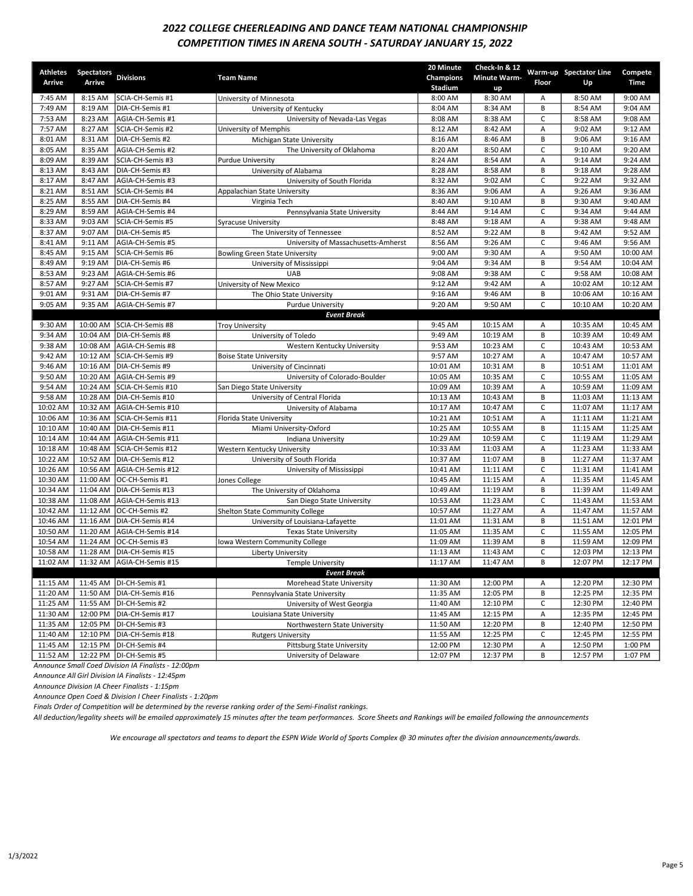# 2022 COLLEGE CHEERLEADING AND DANCE TEAM NATIONAL CHAMPIONSHIP

## COMPETITION TIMES IN ARENA SOUTH - SATURDAY JANUARY 15, 2022

| Athletes Arrive | Spectators Arrive | Divisions | Team Name | 20 Minute Champions Stadium | Check-In & 12 Minute Warm-up | Warm-up Floor | Spectator Line Up | Compete Time |
|---|---|---|---|---|---|---|---|---|
| 7:45 AM | 8:15 AM | SCIA-CH-Semis #1 | University of Minnesota | 8:00 AM | 8:30 AM | A | 8:50 AM | 9:00 AM |
| 7:49 AM | 8:19 AM | DIA-CH-Semis #1 | University of Kentucky | 8:04 AM | 8:34 AM | B | 8:54 AM | 9:04 AM |
| 7:53 AM | 8:23 AM | AGIA-CH-Semis #1 | University of Nevada-Las Vegas | 8:08 AM | 8:38 AM | C | 8:58 AM | 9:08 AM |
| 7:57 AM | 8:27 AM | SCIA-CH-Semis #2 | University of Memphis | 8:12 AM | 8:42 AM | A | 9:02 AM | 9:12 AM |
| 8:01 AM | 8:31 AM | DIA-CH-Semis #2 | Michigan State University | 8:16 AM | 8:46 AM | B | 9:06 AM | 9:16 AM |
| 8:05 AM | 8:35 AM | AGIA-CH-Semis #2 | The University of Oklahoma | 8:20 AM | 8:50 AM | C | 9:10 AM | 9:20 AM |
| 8:09 AM | 8:39 AM | SCIA-CH-Semis #3 | Purdue University | 8:24 AM | 8:54 AM | A | 9:14 AM | 9:24 AM |
| 8:13 AM | 8:43 AM | DIA-CH-Semis #3 | University of Alabama | 8:28 AM | 8:58 AM | B | 9:18 AM | 9:28 AM |
| 8:17 AM | 8:47 AM | AGIA-CH-Semis #3 | University of South Florida | 8:32 AM | 9:02 AM | C | 9:22 AM | 9:32 AM |
| 8:21 AM | 8:51 AM | SCIA-CH-Semis #4 | Appalachian State University | 8:36 AM | 9:06 AM | A | 9:26 AM | 9:36 AM |
| 8:25 AM | 8:55 AM | DIA-CH-Semis #4 | Virginia Tech | 8:40 AM | 9:10 AM | B | 9:30 AM | 9:40 AM |
| 8:29 AM | 8:59 AM | AGIA-CH-Semis #4 | Pennsylvania State University | 8:44 AM | 9:14 AM | C | 9:34 AM | 9:44 AM |
| 8:33 AM | 9:03 AM | SCIA-CH-Semis #5 | Syracuse University | 8:48 AM | 9:18 AM | A | 9:38 AM | 9:48 AM |
| 8:37 AM | 9:07 AM | DIA-CH-Semis #5 | The University of Tennessee | 8:52 AM | 9:22 AM | B | 9:42 AM | 9:52 AM |
| 8:41 AM | 9:11 AM | AGIA-CH-Semis #5 | University of Massachusetts-Amherst | 8:56 AM | 9:26 AM | C | 9:46 AM | 9:56 AM |
| 8:45 AM | 9:15 AM | SCIA-CH-Semis #6 | Bowling Green State University | 9:00 AM | 9:30 AM | A | 9:50 AM | 10:00 AM |
| 8:49 AM | 9:19 AM | DIA-CH-Semis #6 | University of Mississippi | 9:04 AM | 9:34 AM | B | 9:54 AM | 10:04 AM |
| 8:53 AM | 9:23 AM | AGIA-CH-Semis #6 | UAB | 9:08 AM | 9:38 AM | C | 9:58 AM | 10:08 AM |
| 8:57 AM | 9:27 AM | SCIA-CH-Semis #7 | University of New Mexico | 9:12 AM | 9:42 AM | A | 10:02 AM | 10:12 AM |
| 9:01 AM | 9:31 AM | DIA-CH-Semis #7 | The Ohio State University | 9:16 AM | 9:46 AM | B | 10:06 AM | 10:16 AM |
| 9:05 AM | 9:35 AM | AGIA-CH-Semis #7 | Purdue University | 9:20 AM | 9:50 AM | C | 10:10 AM | 10:20 AM |
| | | | ***Event Break*** | | | | | |
| 9:30 AM | 10:00 AM | SCIA-CH-Semis #8 | Troy University | 9:45 AM | 10:15 AM | A | 10:35 AM | 10:45 AM |
| 9:34 AM | 10:04 AM | DIA-CH-Semis #8 | University of Toledo | 9:49 AM | 10:19 AM | B | 10:39 AM | 10:49 AM |
| 9:38 AM | 10:08 AM | AGIA-CH-Semis #8 | Western Kentucky University | 9:53 AM | 10:23 AM | C | 10:43 AM | 10:53 AM |
| 9:42 AM | 10:12 AM | SCIA-CH-Semis #9 | Boise State University | 9:57 AM | 10:27 AM | A | 10:47 AM | 10:57 AM |
| 9:46 AM | 10:16 AM | DIA-CH-Semis #9 | University of Cincinnati | 10:01 AM | 10:31 AM | B | 10:51 AM | 11:01 AM |
| 9:50 AM | 10:20 AM | AGIA-CH-Semis #9 | University of Colorado-Boulder | 10:05 AM | 10:35 AM | C | 10:55 AM | 11:05 AM |
| 9:54 AM | 10:24 AM | SCIA-CH-Semis #10 | San Diego State University | 10:09 AM | 10:39 AM | A | 10:59 AM | 11:09 AM |
| 9:58 AM | 10:28 AM | DIA-CH-Semis #10 | University of Central Florida | 10:13 AM | 10:43 AM | B | 11:03 AM | 11:13 AM |
| 10:02 AM | 10:32 AM | AGIA-CH-Semis #10 | University of Alabama | 10:17 AM | 10:47 AM | C | 11:07 AM | 11:17 AM |
| 10:06 AM | 10:36 AM | SCIA-CH-Semis #11 | Florida State University | 10:21 AM | 10:51 AM | A | 11:11 AM | 11:21 AM |
| 10:10 AM | 10:40 AM | DIA-CH-Semis #11 | Miami University-Oxford | 10:25 AM | 10:55 AM | B | 11:15 AM | 11:25 AM |
| 10:14 AM | 10:44 AM | AGIA-CH-Semis #11 | Indiana University | 10:29 AM | 10:59 AM | C | 11:19 AM | 11:29 AM |
| 10:18 AM | 10:48 AM | SCIA-CH-Semis #12 | Western Kentucky University | 10:33 AM | 11:03 AM | A | 11:23 AM | 11:33 AM |
| 10:22 AM | 10:52 AM | DIA-CH-Semis #12 | University of South Florida | 10:37 AM | 11:07 AM | B | 11:27 AM | 11:37 AM |
| 10:26 AM | 10:56 AM | AGIA-CH-Semis #12 | University of Mississippi | 10:41 AM | 11:11 AM | C | 11:31 AM | 11:41 AM |
| 10:30 AM | 11:00 AM | OC-CH-Semis #1 | Jones College | 10:45 AM | 11:15 AM | A | 11:35 AM | 11:45 AM |
| 10:34 AM | 11:04 AM | DIA-CH-Semis #13 | The University of Oklahoma | 10:49 AM | 11:19 AM | B | 11:39 AM | 11:49 AM |
| 10:38 AM | 11:08 AM | AGIA-CH-Semis #13 | San Diego State University | 10:53 AM | 11:23 AM | C | 11:43 AM | 11:53 AM |
| 10:42 AM | 11:12 AM | OC-CH-Semis #2 | Shelton State Community College | 10:57 AM | 11:27 AM | A | 11:47 AM | 11:57 AM |
| 10:46 AM | 11:16 AM | DIA-CH-Semis #14 | University of Louisiana-Lafayette | 11:01 AM | 11:31 AM | B | 11:51 AM | 12:01 PM |
| 10:50 AM | 11:20 AM | AGIA-CH-Semis #14 | Texas State University | 11:05 AM | 11:35 AM | C | 11:55 AM | 12:05 PM |
| 10:54 AM | 11:24 AM | OC-CH-Semis #3 | Iowa Western Community College | 11:09 AM | 11:39 AM | B | 11:59 AM | 12:09 PM |
| 10:58 AM | 11:28 AM | DIA-CH-Semis #15 | Liberty University | 11:13 AM | 11:43 AM | C | 12:03 PM | 12:13 PM |
| 11:02 AM | 11:32 AM | AGIA-CH-Semis #15 | Temple University | 11:17 AM | 11:47 AM | B | 12:07 PM | 12:17 PM |
| | | | ***Event Break*** | | | | | |
| 11:15 AM | 11:45 AM | DI-CH-Semis #1 | Morehead State University | 11:30 AM | 12:00 PM | A | 12:20 PM | 12:30 PM |
| 11:20 AM | 11:50 AM | DIA-CH-Semis #16 | Pennsylvania State University | 11:35 AM | 12:05 PM | B | 12:25 PM | 12:35 PM |
| 11:25 AM | 11:55 AM | DI-CH-Semis #2 | University of West Georgia | 11:40 AM | 12:10 PM | C | 12:30 PM | 12:40 PM |
| 11:30 AM | 12:00 PM | DIA-CH-Semis #17 | Louisiana State University | 11:45 AM | 12:15 PM | A | 12:35 PM | 12:45 PM |
| 11:35 AM | 12:05 PM | DI-CH-Semis #3 | Northwestern State University | 11:50 AM | 12:20 PM | B | 12:40 PM | 12:50 PM |
| 11:40 AM | 12:10 PM | DIA-CH-Semis #18 | Rutgers University | 11:55 AM | 12:25 PM | C | 12:45 PM | 12:55 PM |
| 11:45 AM | 12:15 PM | DI-CH-Semis #4 | Pittsburg State University | 12:00 PM | 12:30 PM | A | 12:50 PM | 1:00 PM |
| 11:52 AM | 12:22 PM | DI-CH-Semis #5 | University of Delaware | 12:07 PM | 12:37 PM | B | 12:57 PM | 1:07 PM |

*Announce Small Coed Division IA Finalists - 12:00pm*

*Announce All Girl Division IA Finalists - 12:45pm*

*Announce Division IA Cheer Finalists - 1:15pm*

*Announce Open Coed & Division I Cheer Finalists - 1:20pm*

*Finals Order of Competition will be determined by the reverse ranking order of the Semi-Finalist rankings.*

*All deduction/legality sheets will be emailed approximately 15 minutes after the team performances. Score Sheets and Rankings will be emailed following the announcements*

*We encourage all spectators and teams to depart the ESPN Wide World of Sports Complex @ 30 minutes after the division announcements/awards.*

1/3/2022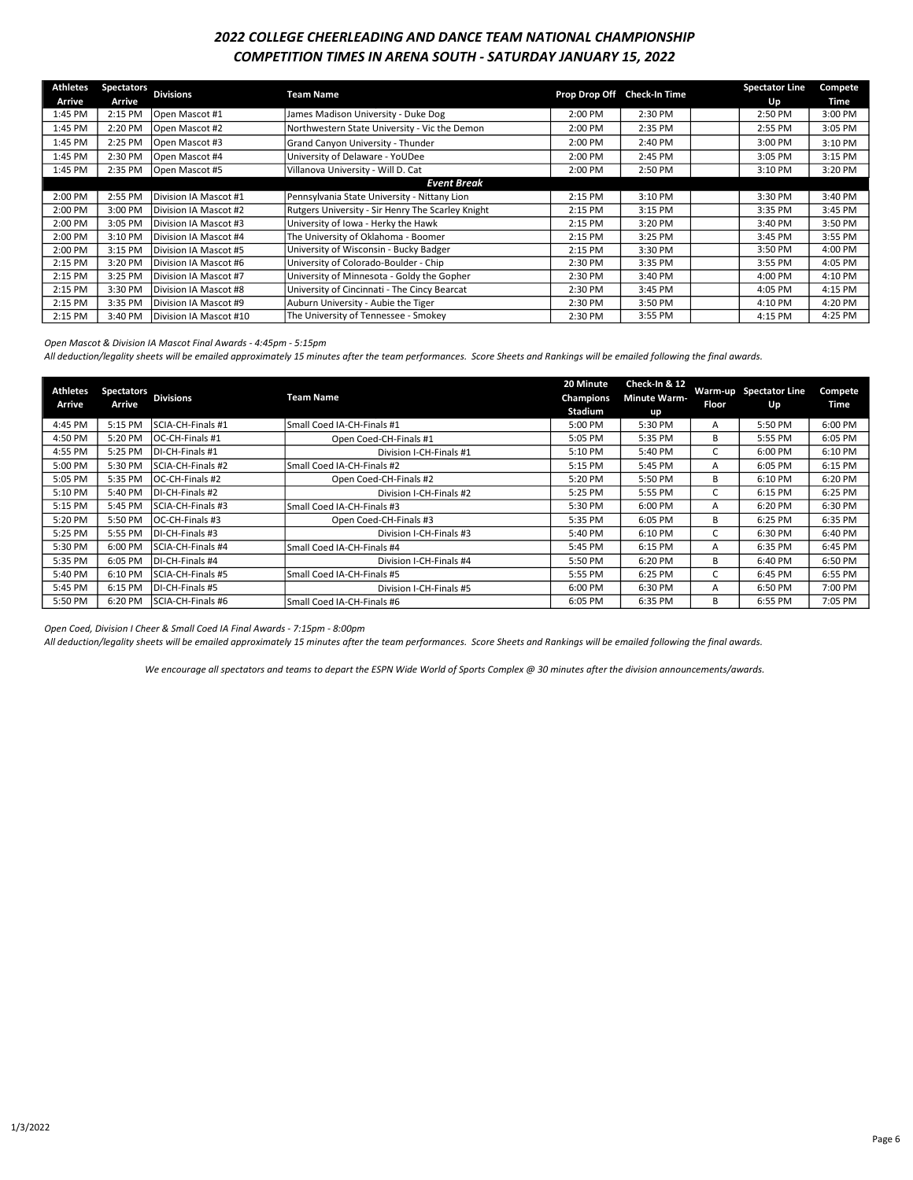# 2022 COLLEGE CHEERLEADING AND DANCE TEAM NATIONAL CHAMPIONSHIP
## COMPETITION TIMES IN ARENA SOUTH - SATURDAY JANUARY 15, 2022

| Athletes Arrive | Spectators Arrive | Divisions | Team Name | Prop Drop Off | Check-In Time | | Spectator Line Up | Compete Time |
|---|---|---|---|---|---|---|---|---|
| 1:45 PM | 2:15 PM | Open Mascot #1 | James Madison University - Duke Dog | 2:00 PM | 2:30 PM | | 2:50 PM | 3:00 PM |
| 1:45 PM | 2:20 PM | Open Mascot #2 | Northwestern State University - Vic the Demon | 2:00 PM | 2:35 PM | | 2:55 PM | 3:05 PM |
| 1:45 PM | 2:25 PM | Open Mascot #3 | Grand Canyon University - Thunder | 2:00 PM | 2:40 PM | | 3:00 PM | 3:10 PM |
| 1:45 PM | 2:30 PM | Open Mascot #4 | University of Delaware - YoUDee | 2:00 PM | 2:45 PM | | 3:05 PM | 3:15 PM |
| 1:45 PM | 2:35 PM | Open Mascot #5 | Villanova University - Will D. Cat | 2:00 PM | 2:50 PM | | 3:10 PM | 3:20 PM |
| | | | ***Event Break*** | | | | | |
| 2:00 PM | 2:55 PM | Division IA Mascot #1 | Pennsylvania State University - Nittany Lion | 2:15 PM | 3:10 PM | | 3:30 PM | 3:40 PM |
| 2:00 PM | 3:00 PM | Division IA Mascot #2 | Rutgers University - Sir Henry The Scarley Knight | 2:15 PM | 3:15 PM | | 3:35 PM | 3:45 PM |
| 2:00 PM | 3:05 PM | Division IA Mascot #3 | University of Iowa - Herky the Hawk | 2:15 PM | 3:20 PM | | 3:40 PM | 3:50 PM |
| 2:00 PM | 3:10 PM | Division IA Mascot #4 | The University of Oklahoma - Boomer | 2:15 PM | 3:25 PM | | 3:45 PM | 3:55 PM |
| 2:00 PM | 3:15 PM | Division IA Mascot #5 | University of Wisconsin - Bucky Badger | 2:15 PM | 3:30 PM | | 3:50 PM | 4:00 PM |
| 2:15 PM | 3:20 PM | Division IA Mascot #6 | University of Colorado-Boulder - Chip | 2:30 PM | 3:35 PM | | 3:55 PM | 4:05 PM |
| 2:15 PM | 3:25 PM | Division IA Mascot #7 | University of Minnesota - Goldy the Gopher | 2:30 PM | 3:40 PM | | 4:00 PM | 4:10 PM |
| 2:15 PM | 3:30 PM | Division IA Mascot #8 | University of Cincinnati - The Cincy Bearcat | 2:30 PM | 3:45 PM | | 4:05 PM | 4:15 PM |
| 2:15 PM | 3:35 PM | Division IA Mascot #9 | Auburn University - Aubie the Tiger | 2:30 PM | 3:50 PM | | 4:10 PM | 4:20 PM |
| 2:15 PM | 3:40 PM | Division IA Mascot #10 | The University of Tennessee - Smokey | 2:30 PM | 3:55 PM | | 4:15 PM | 4:25 PM |

*Open Mascot & Division IA Mascot Final Awards - 4:45pm - 5:15pm*

*All deduction/legality sheets will be emailed approximately 15 minutes after the team performances. Score Sheets and Rankings will be emailed following the final awards.*

| Athletes Arrive | Spectators Arrive | Divisions | Team Name | 20 Minute Champions Stadium | Check-In & 12 Minute Warm-up | Warm-up Floor | Spectator Line Up | Compete Time |
|---|---|---|---|---|---|---|---|---|
| 4:45 PM | 5:15 PM | SCIA-CH-Finals #1 | Small Coed IA-CH-Finals #1 | 5:00 PM | 5:30 PM | A | 5:50 PM | 6:00 PM |
| 4:50 PM | 5:20 PM | OC-CH-Finals #1 | Open Coed-CH-Finals #1 | 5:05 PM | 5:35 PM | B | 5:55 PM | 6:05 PM |
| 4:55 PM | 5:25 PM | DI-CH-Finals #1 | Division I-CH-Finals #1 | 5:10 PM | 5:40 PM | C | 6:00 PM | 6:10 PM |
| 5:00 PM | 5:30 PM | SCIA-CH-Finals #2 | Small Coed IA-CH-Finals #2 | 5:15 PM | 5:45 PM | A | 6:05 PM | 6:15 PM |
| 5:05 PM | 5:35 PM | OC-CH-Finals #2 | Open Coed-CH-Finals #2 | 5:20 PM | 5:50 PM | B | 6:10 PM | 6:20 PM |
| 5:10 PM | 5:40 PM | DI-CH-Finals #2 | Division I-CH-Finals #2 | 5:25 PM | 5:55 PM | C | 6:15 PM | 6:25 PM |
| 5:15 PM | 5:45 PM | SCIA-CH-Finals #3 | Small Coed IA-CH-Finals #3 | 5:30 PM | 6:00 PM | A | 6:20 PM | 6:30 PM |
| 5:20 PM | 5:50 PM | OC-CH-Finals #3 | Open Coed-CH-Finals #3 | 5:35 PM | 6:05 PM | B | 6:25 PM | 6:35 PM |
| 5:25 PM | 5:55 PM | DI-CH-Finals #3 | Division I-CH-Finals #3 | 5:40 PM | 6:10 PM | C | 6:30 PM | 6:40 PM |
| 5:30 PM | 6:00 PM | SCIA-CH-Finals #4 | Small Coed IA-CH-Finals #4 | 5:45 PM | 6:15 PM | A | 6:35 PM | 6:45 PM |
| 5:35 PM | 6:05 PM | DI-CH-Finals #4 | Division I-CH-Finals #4 | 5:50 PM | 6:20 PM | B | 6:40 PM | 6:50 PM |
| 5:40 PM | 6:10 PM | SCIA-CH-Finals #5 | Small Coed IA-CH-Finals #5 | 5:55 PM | 6:25 PM | C | 6:45 PM | 6:55 PM |
| 5:45 PM | 6:15 PM | DI-CH-Finals #5 | Division I-CH-Finals #5 | 6:00 PM | 6:30 PM | A | 6:50 PM | 7:00 PM |
| 5:50 PM | 6:20 PM | SCIA-CH-Finals #6 | Small Coed IA-CH-Finals #6 | 6:05 PM | 6:35 PM | B | 6:55 PM | 7:05 PM |

*Open Coed, Division I Cheer & Small Coed IA Final Awards - 7:15pm - 8:00pm*

*All deduction/legality sheets will be emailed approximately 15 minutes after the team performances. Score Sheets and Rankings will be emailed following the final awards.*

*We encourage all spectators and teams to depart the ESPN Wide World of Sports Complex @ 30 minutes after the division announcements/awards.*

1/3/2022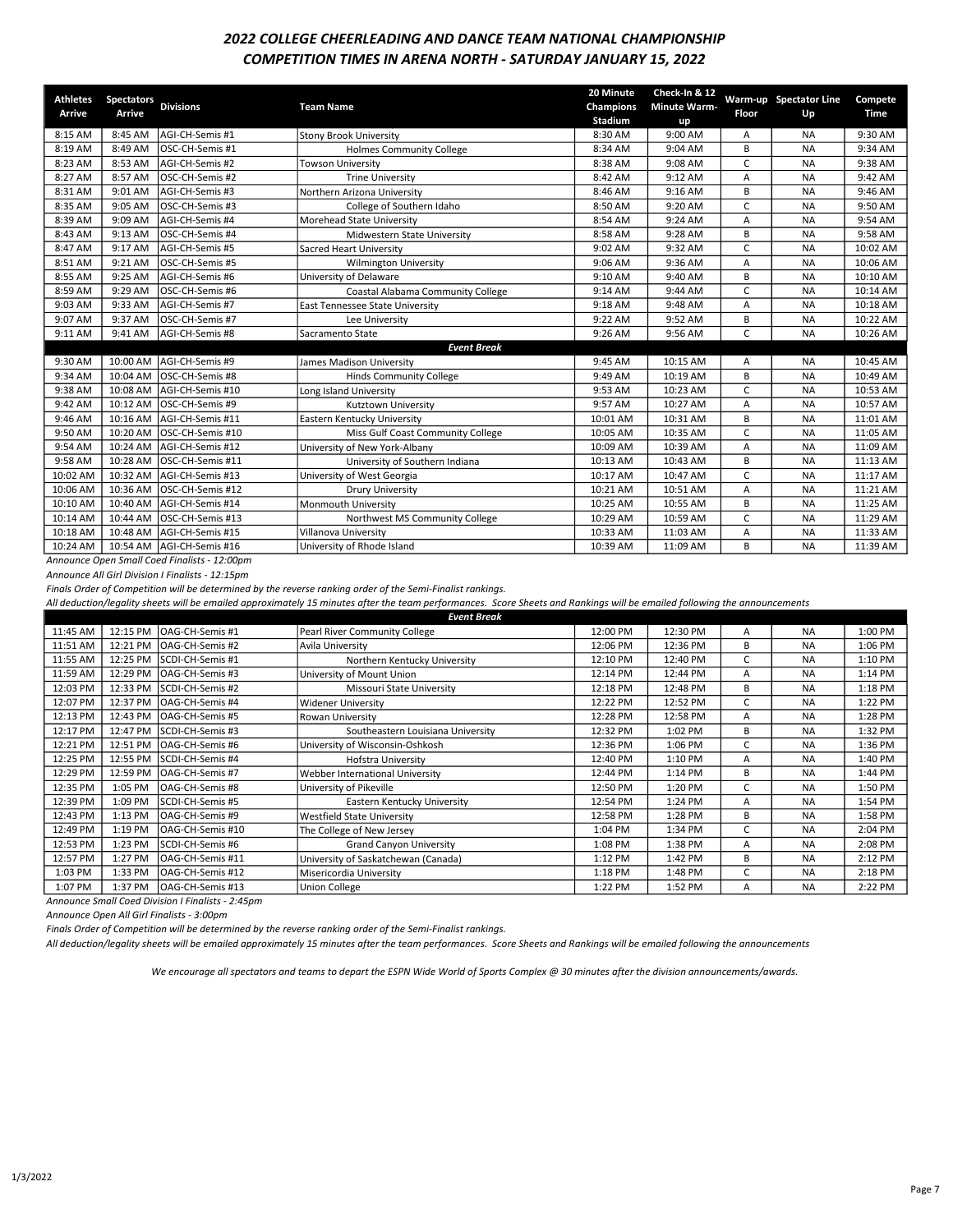# 2022 COLLEGE CHEERLEADING AND DANCE TEAM NATIONAL CHAMPIONSHIP

## COMPETITION TIMES IN ARENA NORTH - SATURDAY JANUARY 15, 2022

| Athletes Arrive | Spectators Arrive | Divisions | Team Name | 20 Minute Champions Stadium | Check-In & 12 Minute Warm-up | Warm-up Floor | Spectator Line Up | Compete Time |
|---|---|---|---|---|---|---|---|---|
| 8:15 AM | 8:45 AM | AGI-CH-Semis #1 | Stony Brook University | 8:30 AM | 9:00 AM | A | NA | 9:30 AM |
| 8:19 AM | 8:49 AM | OSC-CH-Semis #1 | Holmes Community College | 8:34 AM | 9:04 AM | B | NA | 9:34 AM |
| 8:23 AM | 8:53 AM | AGI-CH-Semis #2 | Towson University | 8:38 AM | 9:08 AM | C | NA | 9:38 AM |
| 8:27 AM | 8:57 AM | OSC-CH-Semis #2 | Trine University | 8:42 AM | 9:12 AM | A | NA | 9:42 AM |
| 8:31 AM | 9:01 AM | AGI-CH-Semis #3 | Northern Arizona University | 8:46 AM | 9:16 AM | B | NA | 9:46 AM |
| 8:35 AM | 9:05 AM | OSC-CH-Semis #3 | College of Southern Idaho | 8:50 AM | 9:20 AM | C | NA | 9:50 AM |
| 8:39 AM | 9:09 AM | AGI-CH-Semis #4 | Morehead State University | 8:54 AM | 9:24 AM | A | NA | 9:54 AM |
| 8:43 AM | 9:13 AM | OSC-CH-Semis #4 | Midwestern State University | 8:58 AM | 9:28 AM | B | NA | 9:58 AM |
| 8:47 AM | 9:17 AM | AGI-CH-Semis #5 | Sacred Heart University | 9:02 AM | 9:32 AM | C | NA | 10:02 AM |
| 8:51 AM | 9:21 AM | OSC-CH-Semis #5 | Wilmington University | 9:06 AM | 9:36 AM | A | NA | 10:06 AM |
| 8:55 AM | 9:25 AM | AGI-CH-Semis #6 | University of Delaware | 9:10 AM | 9:40 AM | B | NA | 10:10 AM |
| 8:59 AM | 9:29 AM | OSC-CH-Semis #6 | Coastal Alabama Community College | 9:14 AM | 9:44 AM | C | NA | 10:14 AM |
| 9:03 AM | 9:33 AM | AGI-CH-Semis #7 | East Tennessee State University | 9:18 AM | 9:48 AM | A | NA | 10:18 AM |
| 9:07 AM | 9:37 AM | OSC-CH-Semis #7 | Lee University | 9:22 AM | 9:52 AM | B | NA | 10:22 AM |
| 9:11 AM | 9:41 AM | AGI-CH-Semis #8 | Sacramento State | 9:26 AM | 9:56 AM | C | NA | 10:26 AM |
| | | | ***Event Break*** | | | | | |
| 9:30 AM | 10:00 AM | AGI-CH-Semis #9 | James Madison University | 9:45 AM | 10:15 AM | A | NA | 10:45 AM |
| 9:34 AM | 10:04 AM | OSC-CH-Semis #8 | Hinds Community College | 9:49 AM | 10:19 AM | B | NA | 10:49 AM |
| 9:38 AM | 10:08 AM | AGI-CH-Semis #10 | Long Island University | 9:53 AM | 10:23 AM | C | NA | 10:53 AM |
| 9:42 AM | 10:12 AM | OSC-CH-Semis #9 | Kutztown University | 9:57 AM | 10:27 AM | A | NA | 10:57 AM |
| 9:46 AM | 10:16 AM | AGI-CH-Semis #11 | Eastern Kentucky University | 10:01 AM | 10:31 AM | B | NA | 11:01 AM |
| 9:50 AM | 10:20 AM | OSC-CH-Semis #10 | Miss Gulf Coast Community College | 10:05 AM | 10:35 AM | C | NA | 11:05 AM |
| 9:54 AM | 10:24 AM | AGI-CH-Semis #12 | University of New York-Albany | 10:09 AM | 10:39 AM | A | NA | 11:09 AM |
| 9:58 AM | 10:28 AM | OSC-CH-Semis #11 | University of Southern Indiana | 10:13 AM | 10:43 AM | B | NA | 11:13 AM |
| 10:02 AM | 10:32 AM | AGI-CH-Semis #13 | University of West Georgia | 10:17 AM | 10:47 AM | C | NA | 11:17 AM |
| 10:06 AM | 10:36 AM | OSC-CH-Semis #12 | Drury University | 10:21 AM | 10:51 AM | A | NA | 11:21 AM |
| 10:10 AM | 10:40 AM | AGI-CH-Semis #14 | Monmouth University | 10:25 AM | 10:55 AM | B | NA | 11:25 AM |
| 10:14 AM | 10:44 AM | OSC-CH-Semis #13 | Northwest MS Community College | 10:29 AM | 10:59 AM | C | NA | 11:29 AM |
| 10:18 AM | 10:48 AM | AGI-CH-Semis #15 | Villanova University | 10:33 AM | 11:03 AM | A | NA | 11:33 AM |
| 10:24 AM | 10:54 AM | AGI-CH-Semis #16 | University of Rhode Island | 10:39 AM | 11:09 AM | B | NA | 11:39 AM |

*Announce Open Small Coed Finalists - 12:00pm*

*Announce All Girl Division I Finalists - 12:15pm*

*Finals Order of Competition will be determined by the reverse ranking order of the Semi-Finalist rankings.*

*All deduction/legality sheets will be emailed approximately 15 minutes after the team performances. Score Sheets and Rankings will be emailed following the announcements*

| Athletes Arrive | Spectators Arrive | Divisions | Team Name | 20 Minute Champions Stadium | Check-In & 12 Minute Warm-up | Warm-up Floor | Spectator Line Up | Compete Time |
|---|---|---|---|---|---|---|---|---|
| | | | ***Event Break*** | | | | | |
| 11:45 AM | 12:15 PM | OAG-CH-Semis #1 | Pearl River Community College | 12:00 PM | 12:30 PM | A | NA | 1:00 PM |
| 11:51 AM | 12:21 PM | OAG-CH-Semis #2 | Avila University | 12:06 PM | 12:36 PM | B | NA | 1:06 PM |
| 11:55 AM | 12:25 PM | SCDI-CH-Semis #1 | Northern Kentucky University | 12:10 PM | 12:40 PM | C | NA | 1:10 PM |
| 11:59 AM | 12:29 PM | OAG-CH-Semis #3 | University of Mount Union | 12:14 PM | 12:44 PM | A | NA | 1:14 PM |
| 12:03 PM | 12:33 PM | SCDI-CH-Semis #2 | Missouri State University | 12:18 PM | 12:48 PM | B | NA | 1:18 PM |
| 12:07 PM | 12:37 PM | OAG-CH-Semis #4 | Widener University | 12:22 PM | 12:52 PM | C | NA | 1:22 PM |
| 12:13 PM | 12:43 PM | OAG-CH-Semis #5 | Rowan University | 12:28 PM | 12:58 PM | A | NA | 1:28 PM |
| 12:17 PM | 12:47 PM | SCDI-CH-Semis #3 | Southeastern Louisiana University | 12:32 PM | 1:02 PM | B | NA | 1:32 PM |
| 12:21 PM | 12:51 PM | OAG-CH-Semis #6 | University of Wisconsin-Oshkosh | 12:36 PM | 1:06 PM | C | NA | 1:36 PM |
| 12:25 PM | 12:55 PM | SCDI-CH-Semis #4 | Hofstra University | 12:40 PM | 1:10 PM | A | NA | 1:40 PM |
| 12:29 PM | 12:59 PM | OAG-CH-Semis #7 | Webber International University | 12:44 PM | 1:14 PM | B | NA | 1:44 PM |
| 12:35 PM | 1:05 PM | OAG-CH-Semis #8 | University of Pikeville | 12:50 PM | 1:20 PM | C | NA | 1:50 PM |
| 12:39 PM | 1:09 PM | SCDI-CH-Semis #5 | Eastern Kentucky University | 12:54 PM | 1:24 PM | A | NA | 1:54 PM |
| 12:43 PM | 1:13 PM | OAG-CH-Semis #9 | Westfield State University | 12:58 PM | 1:28 PM | B | NA | 1:58 PM |
| 12:49 PM | 1:19 PM | OAG-CH-Semis #10 | The College of New Jersey | 1:04 PM | 1:34 PM | C | NA | 2:04 PM |
| 12:53 PM | 1:23 PM | SCDI-CH-Semis #6 | Grand Canyon University | 1:08 PM | 1:38 PM | A | NA | 2:08 PM |
| 12:57 PM | 1:27 PM | OAG-CH-Semis #11 | University of Saskatchewan (Canada) | 1:12 PM | 1:42 PM | B | NA | 2:12 PM |
| 1:03 PM | 1:33 PM | OAG-CH-Semis #12 | Misericordia University | 1:18 PM | 1:48 PM | C | NA | 2:18 PM |
| 1:07 PM | 1:37 PM | OAG-CH-Semis #13 | Union College | 1:22 PM | 1:52 PM | A | NA | 2:22 PM |

*Announce Small Coed Division I Finalists - 2:45pm*

*Announce Open All Girl Finalists - 3:00pm*

*Finals Order of Competition will be determined by the reverse ranking order of the Semi-Finalist rankings.*

*All deduction/legality sheets will be emailed approximately 15 minutes after the team performances. Score Sheets and Rankings will be emailed following the announcements*

*We encourage all spectators and teams to depart the ESPN Wide World of Sports Complex @ 30 minutes after the division announcements/awards.*

1/3/2022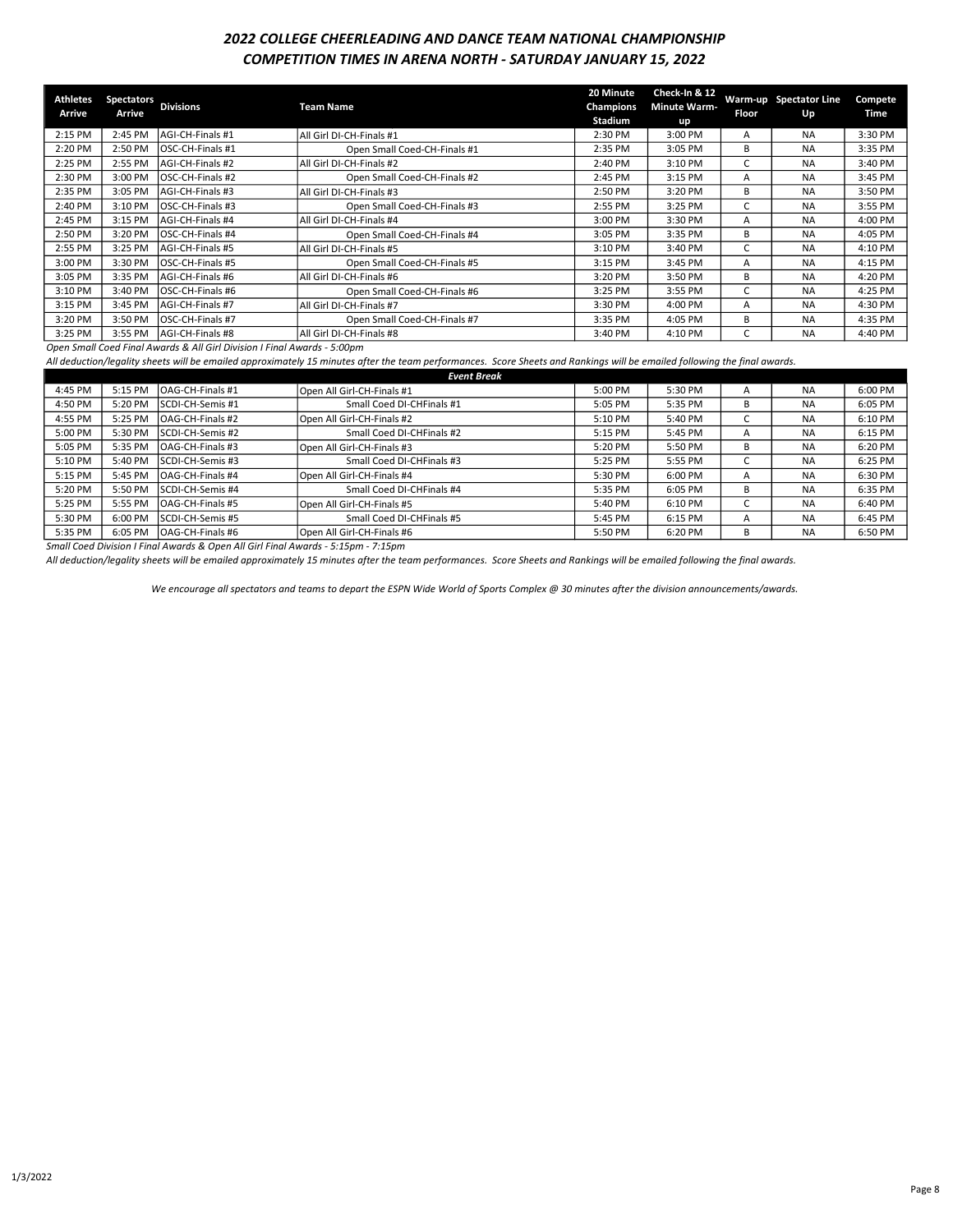# 2022 COLLEGE CHEERLEADING AND DANCE TEAM NATIONAL CHAMPIONSHIP

## COMPETITION TIMES IN ARENA NORTH - SATURDAY JANUARY 15, 2022

| Athletes Arrive | Spectators Arrive | Divisions | Team Name | 20 Minute Champions Stadium | Check-In & 12 Minute Warm-up | Warm-up Floor | Spectator Line Up | Compete Time |
|---|---|---|---|---|---|---|---|---|
| 2:15 PM | 2:45 PM | AGI-CH-Finals #1 | All Girl DI-CH-Finals #1 | 2:30 PM | 3:00 PM | A | NA | 3:30 PM |
| 2:20 PM | 2:50 PM | OSC-CH-Finals #1 | Open Small Coed-CH-Finals #1 | 2:35 PM | 3:05 PM | B | NA | 3:35 PM |
| 2:25 PM | 2:55 PM | AGI-CH-Finals #2 | All Girl DI-CH-Finals #2 | 2:40 PM | 3:10 PM | C | NA | 3:40 PM |
| 2:30 PM | 3:00 PM | OSC-CH-Finals #2 | Open Small Coed-CH-Finals #2 | 2:45 PM | 3:15 PM | A | NA | 3:45 PM |
| 2:35 PM | 3:05 PM | AGI-CH-Finals #3 | All Girl DI-CH-Finals #3 | 2:50 PM | 3:20 PM | B | NA | 3:50 PM |
| 2:40 PM | 3:10 PM | OSC-CH-Finals #3 | Open Small Coed-CH-Finals #3 | 2:55 PM | 3:25 PM | C | NA | 3:55 PM |
| 2:45 PM | 3:15 PM | AGI-CH-Finals #4 | All Girl DI-CH-Finals #4 | 3:00 PM | 3:30 PM | A | NA | 4:00 PM |
| 2:50 PM | 3:20 PM | OSC-CH-Finals #4 | Open Small Coed-CH-Finals #4 | 3:05 PM | 3:35 PM | B | NA | 4:05 PM |
| 2:55 PM | 3:25 PM | AGI-CH-Finals #5 | All Girl DI-CH-Finals #5 | 3:10 PM | 3:40 PM | C | NA | 4:10 PM |
| 3:00 PM | 3:30 PM | OSC-CH-Finals #5 | Open Small Coed-CH-Finals #5 | 3:15 PM | 3:45 PM | A | NA | 4:15 PM |
| 3:05 PM | 3:35 PM | AGI-CH-Finals #6 | All Girl DI-CH-Finals #6 | 3:20 PM | 3:50 PM | B | NA | 4:20 PM |
| 3:10 PM | 3:40 PM | OSC-CH-Finals #6 | Open Small Coed-CH-Finals #6 | 3:25 PM | 3:55 PM | C | NA | 4:25 PM |
| 3:15 PM | 3:45 PM | AGI-CH-Finals #7 | All Girl DI-CH-Finals #7 | 3:30 PM | 4:00 PM | A | NA | 4:30 PM |
| 3:20 PM | 3:50 PM | OSC-CH-Finals #7 | Open Small Coed-CH-Finals #7 | 3:35 PM | 4:05 PM | B | NA | 4:35 PM |
| 3:25 PM | 3:55 PM | AGI-CH-Finals #8 | All Girl DI-CH-Finals #8 | 3:40 PM | 4:10 PM | C | NA | 4:40 PM |

*Open Small Coed Final Awards & All Girl Division I Final Awards - 5:00pm*

*All deduction/legality sheets will be emailed approximately 15 minutes after the team performances. Score Sheets and Rankings will be emailed following the final awards.*

***Event Break***

| Athletes Arrive | Spectators Arrive | Divisions | Team Name | 20 Minute Champions Stadium | Check-In & 12 Minute Warm-up | Warm-up Floor | Spectator Line Up | Compete Time |
|---|---|---|---|---|---|---|---|---|
| 4:45 PM | 5:15 PM | OAG-CH-Finals #1 | Open All Girl-CH-Finals #1 | 5:00 PM | 5:30 PM | A | NA | 6:00 PM |
| 4:50 PM | 5:20 PM | SCDI-CH-Semis #1 | Small Coed DI-CHFinals #1 | 5:05 PM | 5:35 PM | B | NA | 6:05 PM |
| 4:55 PM | 5:25 PM | OAG-CH-Finals #2 | Open All Girl-CH-Finals #2 | 5:10 PM | 5:40 PM | C | NA | 6:10 PM |
| 5:00 PM | 5:30 PM | SCDI-CH-Semis #2 | Small Coed DI-CHFinals #2 | 5:15 PM | 5:45 PM | A | NA | 6:15 PM |
| 5:05 PM | 5:35 PM | OAG-CH-Finals #3 | Open All Girl-CH-Finals #3 | 5:20 PM | 5:50 PM | B | NA | 6:20 PM |
| 5:10 PM | 5:40 PM | SCDI-CH-Semis #3 | Small Coed DI-CHFinals #3 | 5:25 PM | 5:55 PM | C | NA | 6:25 PM |
| 5:15 PM | 5:45 PM | OAG-CH-Finals #4 | Open All Girl-CH-Finals #4 | 5:30 PM | 6:00 PM | A | NA | 6:30 PM |
| 5:20 PM | 5:50 PM | SCDI-CH-Semis #4 | Small Coed DI-CHFinals #4 | 5:35 PM | 6:05 PM | B | NA | 6:35 PM |
| 5:25 PM | 5:55 PM | OAG-CH-Finals #5 | Open All Girl-CH-Finals #5 | 5:40 PM | 6:10 PM | C | NA | 6:40 PM |
| 5:30 PM | 6:00 PM | SCDI-CH-Semis #5 | Small Coed DI-CHFinals #5 | 5:45 PM | 6:15 PM | A | NA | 6:45 PM |
| 5:35 PM | 6:05 PM | OAG-CH-Finals #6 | Open All Girl-CH-Finals #6 | 5:50 PM | 6:20 PM | B | NA | 6:50 PM |

*Small Coed Division I Final Awards & Open All Girl Final Awards - 5:15pm - 7:15pm*

*All deduction/legality sheets will be emailed approximately 15 minutes after the team performances. Score Sheets and Rankings will be emailed following the final awards.*

*We encourage all spectators and teams to depart the ESPN Wide World of Sports Complex @ 30 minutes after the division announcements/awards.*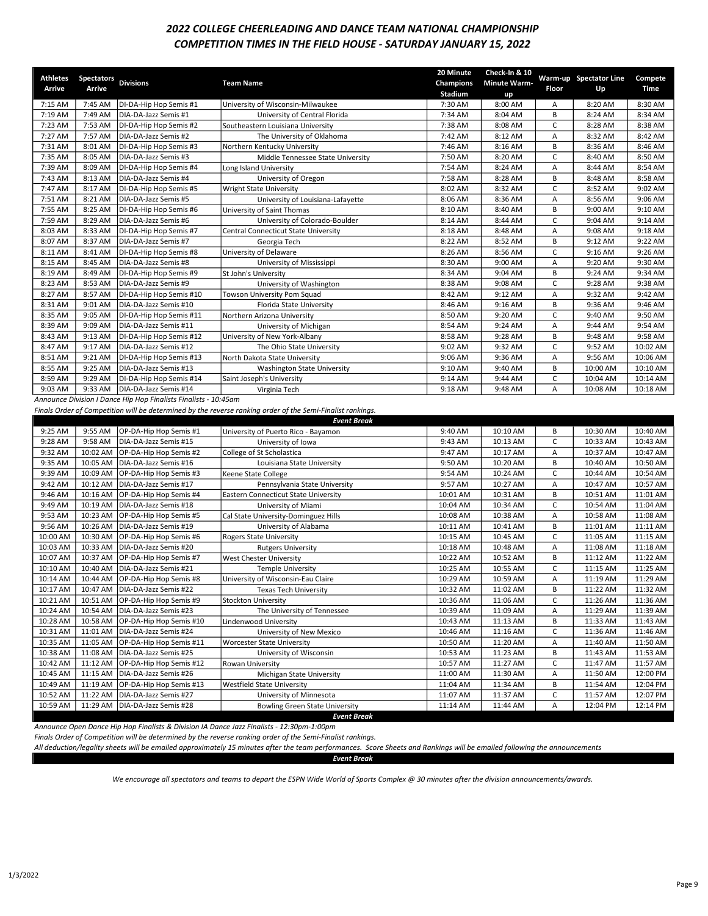## *2022 COLLEGE CHEERLEADING AND DANCE TEAM NATIONAL CHAMPIONSHIP*
## *COMPETITION TIMES IN THE FIELD HOUSE - SATURDAY JANUARY 15, 2022*

| Athletes Arrive | Spectators Arrive | Divisions | Team Name | 20 Minute Champions Stadium | Check-In & 10 Minute Warm-up | Warm-up Floor | Spectator Line Up | Compete Time |
|---|---|---|---|---|---|---|---|---|
| 7:15 AM | 7:45 AM | DI-DA-Hip Hop Semis #1 | University of Wisconsin-Milwaukee | 7:30 AM | 8:00 AM | A | 8:20 AM | 8:30 AM |
| 7:19 AM | 7:49 AM | DIA-DA-Jazz Semis #1 | University of Central Florida | 7:34 AM | 8:04 AM | B | 8:24 AM | 8:34 AM |
| 7:23 AM | 7:53 AM | DI-DA-Hip Hop Semis #2 | Southeastern Louisiana University | 7:38 AM | 8:08 AM | C | 8:28 AM | 8:38 AM |
| 7:27 AM | 7:57 AM | DIA-DA-Jazz Semis #2 | The University of Oklahoma | 7:42 AM | 8:12 AM | A | 8:32 AM | 8:42 AM |
| 7:31 AM | 8:01 AM | DI-DA-Hip Hop Semis #3 | Northern Kentucky University | 7:46 AM | 8:16 AM | B | 8:36 AM | 8:46 AM |
| 7:35 AM | 8:05 AM | DIA-DA-Jazz Semis #3 | Middle Tennessee State University | 7:50 AM | 8:20 AM | C | 8:40 AM | 8:50 AM |
| 7:39 AM | 8:09 AM | DI-DA-Hip Hop Semis #4 | Long Island University | 7:54 AM | 8:24 AM | A | 8:44 AM | 8:54 AM |
| 7:43 AM | 8:13 AM | DIA-DA-Jazz Semis #4 | University of Oregon | 7:58 AM | 8:28 AM | B | 8:48 AM | 8:58 AM |
| 7:47 AM | 8:17 AM | DI-DA-Hip Hop Semis #5 | Wright State University | 8:02 AM | 8:32 AM | C | 8:52 AM | 9:02 AM |
| 7:51 AM | 8:21 AM | DIA-DA-Jazz Semis #5 | University of Louisiana-Lafayette | 8:06 AM | 8:36 AM | A | 8:56 AM | 9:06 AM |
| 7:55 AM | 8:25 AM | DI-DA-Hip Hop Semis #6 | University of Saint Thomas | 8:10 AM | 8:40 AM | B | 9:00 AM | 9:10 AM |
| 7:59 AM | 8:29 AM | DIA-DA-Jazz Semis #6 | University of Colorado-Boulder | 8:14 AM | 8:44 AM | C | 9:04 AM | 9:14 AM |
| 8:03 AM | 8:33 AM | DI-DA-Hip Hop Semis #7 | Central Connecticut State University | 8:18 AM | 8:48 AM | A | 9:08 AM | 9:18 AM |
| 8:07 AM | 8:37 AM | DIA-DA-Jazz Semis #7 | Georgia Tech | 8:22 AM | 8:52 AM | B | 9:12 AM | 9:22 AM |
| 8:11 AM | 8:41 AM | DI-DA-Hip Hop Semis #8 | University of Delaware | 8:26 AM | 8:56 AM | C | 9:16 AM | 9:26 AM |
| 8:15 AM | 8:45 AM | DIA-DA-Jazz Semis #8 | University of Mississippi | 8:30 AM | 9:00 AM | A | 9:20 AM | 9:30 AM |
| 8:19 AM | 8:49 AM | DI-DA-Hip Hop Semis #9 | St John's University | 8:34 AM | 9:04 AM | B | 9:24 AM | 9:34 AM |
| 8:23 AM | 8:53 AM | DIA-DA-Jazz Semis #9 | University of Washington | 8:38 AM | 9:08 AM | C | 9:28 AM | 9:38 AM |
| 8:27 AM | 8:57 AM | DI-DA-Hip Hop Semis #10 | Towson University Pom Squad | 8:42 AM | 9:12 AM | A | 9:32 AM | 9:42 AM |
| 8:31 AM | 9:01 AM | DIA-DA-Jazz Semis #10 | Florida State University | 8:46 AM | 9:16 AM | B | 9:36 AM | 9:46 AM |
| 8:35 AM | 9:05 AM | DI-DA-Hip Hop Semis #11 | Northern Arizona University | 8:50 AM | 9:20 AM | C | 9:40 AM | 9:50 AM |
| 8:39 AM | 9:09 AM | DIA-DA-Jazz Semis #11 | University of Michigan | 8:54 AM | 9:24 AM | A | 9:44 AM | 9:54 AM |
| 8:43 AM | 9:13 AM | DI-DA-Hip Hop Semis #12 | University of New York-Albany | 8:58 AM | 9:28 AM | B | 9:48 AM | 9:58 AM |
| 8:47 AM | 9:17 AM | DIA-DA-Jazz Semis #12 | The Ohio State University | 9:02 AM | 9:32 AM | C | 9:52 AM | 10:02 AM |
| 8:51 AM | 9:21 AM | DI-DA-Hip Hop Semis #13 | North Dakota State University | 9:06 AM | 9:36 AM | A | 9:56 AM | 10:06 AM |
| 8:55 AM | 9:25 AM | DIA-DA-Jazz Semis #13 | Washington State University | 9:10 AM | 9:40 AM | B | 10:00 AM | 10:10 AM |
| 8:59 AM | 9:29 AM | DI-DA-Hip Hop Semis #14 | Saint Joseph's University | 9:14 AM | 9:44 AM | C | 10:04 AM | 10:14 AM |
| 9:03 AM | 9:33 AM | DIA-DA-Jazz Semis #14 | Virginia Tech | 9:18 AM | 9:48 AM | A | 10:08 AM | 10:18 AM |

*Announce Division I Dance Hip Hop Finalists Finalists - 10:45am*

*Finals Order of Competition will be determined by the reverse ranking order of the Semi-Finalist rankings.*

***Event Break***

| Athletes Arrive | Spectators Arrive | Divisions | Team Name | 20 Minute Champions Stadium | Check-In & 10 Minute Warm-up | Warm-up Floor | Spectator Line Up | Compete Time |
|---|---|---|---|---|---|---|---|---|
| 9:25 AM | 9:55 AM | OP-DA-Hip Hop Semis #1 | University of Puerto Rico - Bayamon | 9:40 AM | 10:10 AM | B | 10:30 AM | 10:40 AM |
| 9:28 AM | 9:58 AM | DIA-DA-Jazz Semis #15 | University of Iowa | 9:43 AM | 10:13 AM | C | 10:33 AM | 10:43 AM |
| 9:32 AM | 10:02 AM | OP-DA-Hip Hop Semis #2 | College of St Scholastica | 9:47 AM | 10:17 AM | A | 10:37 AM | 10:47 AM |
| 9:35 AM | 10:05 AM | DIA-DA-Jazz Semis #16 | Louisiana State University | 9:50 AM | 10:20 AM | B | 10:40 AM | 10:50 AM |
| 9:39 AM | 10:09 AM | OP-DA-Hip Hop Semis #3 | Keene State College | 9:54 AM | 10:24 AM | C | 10:44 AM | 10:54 AM |
| 9:42 AM | 10:12 AM | DIA-DA-Jazz Semis #17 | Pennsylvania State University | 9:57 AM | 10:27 AM | A | 10:47 AM | 10:57 AM |
| 9:46 AM | 10:16 AM | OP-DA-Hip Hop Semis #4 | Eastern Connecticut State University | 10:01 AM | 10:31 AM | B | 10:51 AM | 11:01 AM |
| 9:49 AM | 10:19 AM | DIA-DA-Jazz Semis #18 | University of Miami | 10:04 AM | 10:34 AM | C | 10:54 AM | 11:04 AM |
| 9:53 AM | 10:23 AM | OP-DA-Hip Hop Semis #5 | Cal State University-Dominguez Hills | 10:08 AM | 10:38 AM | A | 10:58 AM | 11:08 AM |
| 9:56 AM | 10:26 AM | DIA-DA-Jazz Semis #19 | University of Alabama | 10:11 AM | 10:41 AM | B | 11:01 AM | 11:11 AM |
| 10:00 AM | 10:30 AM | OP-DA-Hip Hop Semis #6 | Rogers State University | 10:15 AM | 10:45 AM | C | 11:05 AM | 11:15 AM |
| 10:03 AM | 10:33 AM | DIA-DA-Jazz Semis #20 | Rutgers University | 10:18 AM | 10:48 AM | A | 11:08 AM | 11:18 AM |
| 10:07 AM | 10:37 AM | OP-DA-Hip Hop Semis #7 | West Chester University | 10:22 AM | 10:52 AM | B | 11:12 AM | 11:22 AM |
| 10:10 AM | 10:40 AM | DIA-DA-Jazz Semis #21 | Temple University | 10:25 AM | 10:55 AM | C | 11:15 AM | 11:25 AM |
| 10:14 AM | 10:44 AM | OP-DA-Hip Hop Semis #8 | University of Wisconsin-Eau Claire | 10:29 AM | 10:59 AM | A | 11:19 AM | 11:29 AM |
| 10:17 AM | 10:47 AM | DIA-DA-Jazz Semis #22 | Texas Tech University | 10:32 AM | 11:02 AM | B | 11:22 AM | 11:32 AM |
| 10:21 AM | 10:51 AM | OP-DA-Hip Hop Semis #9 | Stockton University | 10:36 AM | 11:06 AM | C | 11:26 AM | 11:36 AM |
| 10:24 AM | 10:54 AM | DIA-DA-Jazz Semis #23 | The University of Tennessee | 10:39 AM | 11:09 AM | A | 11:29 AM | 11:39 AM |
| 10:28 AM | 10:58 AM | OP-DA-Hip Hop Semis #10 | Lindenwood University | 10:43 AM | 11:13 AM | B | 11:33 AM | 11:43 AM |
| 10:31 AM | 11:01 AM | DIA-DA-Jazz Semis #24 | University of New Mexico | 10:46 AM | 11:16 AM | C | 11:36 AM | 11:46 AM |
| 10:35 AM | 11:05 AM | OP-DA-Hip Hop Semis #11 | Worcester State University | 10:50 AM | 11:20 AM | A | 11:40 AM | 11:50 AM |
| 10:38 AM | 11:08 AM | DIA-DA-Jazz Semis #25 | University of Wisconsin | 10:53 AM | 11:23 AM | B | 11:43 AM | 11:53 AM |
| 10:42 AM | 11:12 AM | OP-DA-Hip Hop Semis #12 | Rowan University | 10:57 AM | 11:27 AM | C | 11:47 AM | 11:57 AM |
| 10:45 AM | 11:15 AM | DIA-DA-Jazz Semis #26 | Michigan State University | 11:00 AM | 11:30 AM | A | 11:50 AM | 12:00 PM |
| 10:49 AM | 11:19 AM | OP-DA-Hip Hop Semis #13 | Westfield State University | 11:04 AM | 11:34 AM | B | 11:54 AM | 12:04 PM |
| 10:52 AM | 11:22 AM | DIA-DA-Jazz Semis #27 | University of Minnesota | 11:07 AM | 11:37 AM | C | 11:57 AM | 12:07 PM |
| 10:59 AM | 11:29 AM | DIA-DA-Jazz Semis #28 | Bowling Green State University | 11:14 AM | 11:44 AM | A | 12:04 PM | 12:14 PM |

***Event Break***

*Announce Open Dance Hip Hop Finalists & Division IA Dance Jazz Finalists - 12:30pm-1:00pm*

*Finals Order of Competition will be determined by the reverse ranking order of the Semi-Finalist rankings.*

*All deduction/legality sheets will be emailed approximately 15 minutes after the team performances. Score Sheets and Rankings will be emailed following the announcements*

***Event Break***

*We encourage all spectators and teams to depart the ESPN Wide World of Sports Complex @ 30 minutes after the division announcements/awards.*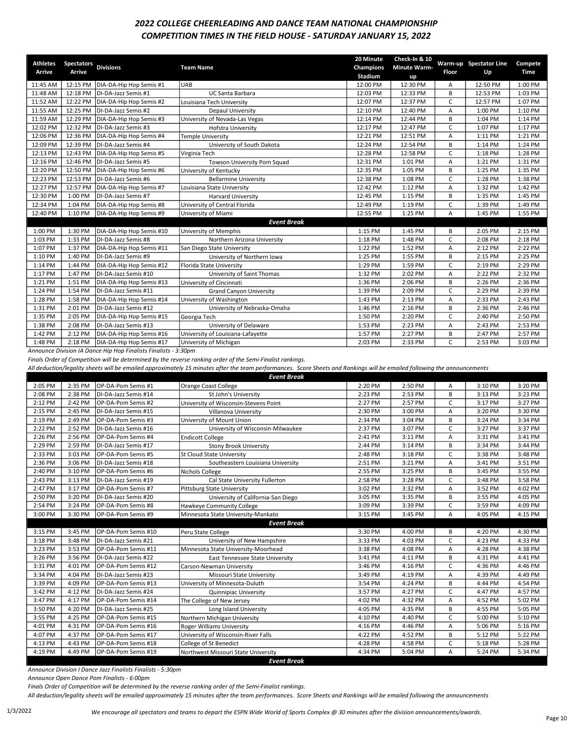# 2022 COLLEGE CHEERLEADING AND DANCE TEAM NATIONAL CHAMPIONSHIP

## COMPETITION TIMES IN THE FIELD HOUSE - SATURDAY JANUARY 15, 2022

| Athletes Arrive | Spectators Arrive | Divisions | Team Name | 20 Minute Champions Stadium | Check-In & 10 Minute Warm-up | Warm-up Floor | Spectator Line Up | Compete Time |
|---|---|---|---|---|---|---|---|---|
| 11:45 AM | 12:15 PM | DIA-DA-Hip Hop Semis #1 | UAB | 12:00 PM | 12:30 PM | A | 12:50 PM | 1:00 PM |
| 11:48 AM | 12:18 PM | DI-DA-Jazz Semis #1 | UC Santa Barbara | 12:03 PM | 12:33 PM | B | 12:53 PM | 1:03 PM |
| 11:52 AM | 12:22 PM | DIA-DA-Hip Hop Semis #2 | Louisiana Tech University | 12:07 PM | 12:37 PM | C | 12:57 PM | 1:07 PM |
| 11:55 AM | 12:25 PM | DI-DA-Jazz Semis #2 | Depaul University | 12:10 PM | 12:40 PM | A | 1:00 PM | 1:10 PM |
| 11:59 AM | 12:29 PM | DIA-DA-Hip Hop Semis #3 | University of Nevada-Las Vegas | 12:14 PM | 12:44 PM | B | 1:04 PM | 1:14 PM |
| 12:02 PM | 12:32 PM | DI-DA-Jazz Semis #3 | Hofstra University | 12:17 PM | 12:47 PM | C | 1:07 PM | 1:17 PM |
| 12:06 PM | 12:36 PM | DIA-DA-Hip Hop Semis #4 | Temple University | 12:21 PM | 12:51 PM | A | 1:11 PM | 1:21 PM |
| 12:09 PM | 12:39 PM | DI-DA-Jazz Semis #4 | University of South Dakota | 12:24 PM | 12:54 PM | B | 1:14 PM | 1:24 PM |
| 12:13 PM | 12:43 PM | DIA-DA-Hip Hop Semis #5 | Virginia Tech | 12:28 PM | 12:58 PM | C | 1:18 PM | 1:28 PM |
| 12:16 PM | 12:46 PM | DI-DA-Jazz Semis #5 | Towson University Pom Squad | 12:31 PM | 1:01 PM | A | 1:21 PM | 1:31 PM |
| 12:20 PM | 12:50 PM | DIA-DA-Hip Hop Semis #6 | University of Kentucky | 12:35 PM | 1:05 PM | B | 1:25 PM | 1:35 PM |
| 12:23 PM | 12:53 PM | DI-DA-Jazz Semis #6 | Bellarmine University | 12:38 PM | 1:08 PM | C | 1:28 PM | 1:38 PM |
| 12:27 PM | 12:57 PM | DIA-DA-Hip Hop Semis #7 | Louisiana State University | 12:42 PM | 1:12 PM | A | 1:32 PM | 1:42 PM |
| 12:30 PM | 1:00 PM | DI-DA-Jazz Semis #7 | Harvard University | 12:45 PM | 1:15 PM | B | 1:35 PM | 1:45 PM |
| 12:34 PM | 1:04 PM | DIA-DA-Hip Hop Semis #8 | University of Central Florida | 12:49 PM | 1:19 PM | C | 1:39 PM | 1:49 PM |
| 12:40 PM | 1:10 PM | DIA-DA-Hip Hop Semis #9 | University of Miami | 12:55 PM | 1:25 PM | A | 1:45 PM | 1:55 PM |
| | | | ***Event Break*** | | | | | |
| 1:00 PM | 1:30 PM | DIA-DA-Hip Hop Semis #10 | University of Memphis | 1:15 PM | 1:45 PM | B | 2:05 PM | 2:15 PM |
| 1:03 PM | 1:33 PM | DI-DA-Jazz Semis #8 | Northern Arizona University | 1:18 PM | 1:48 PM | C | 2:08 PM | 2:18 PM |
| 1:07 PM | 1:37 PM | DIA-DA-Hip Hop Semis #11 | San Diego State University | 1:22 PM | 1:52 PM | A | 2:12 PM | 2:22 PM |
| 1:10 PM | 1:40 PM | DI-DA-Jazz Semis #9 | University of Northern Iowa | 1:25 PM | 1:55 PM | B | 2:15 PM | 2:25 PM |
| 1:14 PM | 1:44 PM | DIA-DA-Hip Hop Semis #12 | Florida State University | 1:29 PM | 1:59 PM | C | 2:19 PM | 2:29 PM |
| 1:17 PM | 1:47 PM | DI-DA-Jazz Semis #10 | University of Saint Thomas | 1:32 PM | 2:02 PM | A | 2:22 PM | 2:32 PM |
| 1:21 PM | 1:51 PM | DIA-DA-Hip Hop Semis #13 | University of Cincinnati | 1:36 PM | 2:06 PM | B | 2:26 PM | 2:36 PM |
| 1:24 PM | 1:54 PM | DI-DA-Jazz Semis #11 | Grand Canyon University | 1:39 PM | 2:09 PM | C | 2:29 PM | 2:39 PM |
| 1:28 PM | 1:58 PM | DIA-DA-Hip Hop Semis #14 | University of Washington | 1:43 PM | 2:13 PM | A | 2:33 PM | 2:43 PM |
| 1:31 PM | 2:01 PM | DI-DA-Jazz Semis #12 | University of Nebraska-Omaha | 1:46 PM | 2:16 PM | B | 2:36 PM | 2:46 PM |
| 1:35 PM | 2:05 PM | DIA-DA-Hip Hop Semis #15 | Georgia Tech | 1:50 PM | 2:20 PM | C | 2:40 PM | 2:50 PM |
| 1:38 PM | 2:08 PM | DI-DA-Jazz Semis #13 | University of Delaware | 1:53 PM | 2:23 PM | A | 2:43 PM | 2:53 PM |
| 1:42 PM | 2:12 PM | DIA-DA-Hip Hop Semis #16 | University of Louisiana-Lafayette | 1:57 PM | 2:27 PM | B | 2:47 PM | 2:57 PM |
| 1:48 PM | 2:18 PM | DIA-DA-Hip Hop Semis #17 | University of Michigan | 2:03 PM | 2:33 PM | C | 2:53 PM | 3:03 PM |

*Announce Division IA Dance Hip Hop Finalists Finalists - 3:30pm*

*Finals Order of Competition will be determined by the reverse ranking order of the Semi-Finalist rankings.*

*All deduction/legality sheets will be emailed approximately 15 minutes after the team performances. Score Sheets and Rankings will be emailed following the announcements*

| Athletes Arrive | Spectators Arrive | Divisions | Team Name | 20 Minute Champions Stadium | Check-In & 10 Minute Warm-up | Warm-up Floor | Spectator Line Up | Compete Time |
|---|---|---|---|---|---|---|---|---|
| | | | ***Event Break*** | | | | | |
| 2:05 PM | 2:35 PM | OP-DA-Pom Semis #1 | Orange Coast College | 2:20 PM | 2:50 PM | A | 3:10 PM | 3:20 PM |
| 2:08 PM | 2:38 PM | DI-DA-Jazz Semis #14 | St John's University | 2:23 PM | 2:53 PM | B | 3:13 PM | 3:23 PM |
| 2:12 PM | 2:42 PM | OP-DA-Pom Semis #2 | University of Wisconsin-Stevens Point | 2:27 PM | 2:57 PM | C | 3:17 PM | 3:27 PM |
| 2:15 PM | 2:45 PM | DI-DA-Jazz Semis #15 | Villanova University | 2:30 PM | 3:00 PM | A | 3:20 PM | 3:30 PM |
| 2:19 PM | 2:49 PM | OP-DA-Pom Semis #3 | University of Mount Union | 2:34 PM | 3:04 PM | B | 3:24 PM | 3:34 PM |
| 2:22 PM | 2:52 PM | DI-DA-Jazz Semis #16 | University of Wisconsin-Milwaukee | 2:37 PM | 3:07 PM | C | 3:27 PM | 3:37 PM |
| 2:26 PM | 2:56 PM | OP-DA-Pom Semis #4 | Endicott College | 2:41 PM | 3:11 PM | A | 3:31 PM | 3:41 PM |
| 2:29 PM | 2:59 PM | DI-DA-Jazz Semis #17 | Stony Brook University | 2:44 PM | 3:14 PM | B | 3:34 PM | 3:44 PM |
| 2:33 PM | 3:03 PM | OP-DA-Pom Semis #5 | St Cloud State University | 2:48 PM | 3:18 PM | C | 3:38 PM | 3:48 PM |
| 2:36 PM | 3:06 PM | DI-DA-Jazz Semis #18 | Southeastern Louisiana University | 2:51 PM | 3:21 PM | A | 3:41 PM | 3:51 PM |
| 2:40 PM | 3:10 PM | OP-DA-Pom Semis #6 | Nichols College | 2:55 PM | 3:25 PM | B | 3:45 PM | 3:55 PM |
| 2:43 PM | 3:13 PM | DI-DA-Jazz Semis #19 | Cal State University Fullerton | 2:58 PM | 3:28 PM | C | 3:48 PM | 3:58 PM |
| 2:47 PM | 3:17 PM | OP-DA-Pom Semis #7 | Pittsburg State University | 3:02 PM | 3:32 PM | A | 3:52 PM | 4:02 PM |
| 2:50 PM | 3:20 PM | DI-DA-Jazz Semis #20 | University of California-San Diego | 3:05 PM | 3:35 PM | B | 3:55 PM | 4:05 PM |
| 2:54 PM | 3:24 PM | OP-DA-Pom Semis #8 | Hawkeye Community College | 3:09 PM | 3:39 PM | C | 3:59 PM | 4:09 PM |
| 3:00 PM | 3:30 PM | OP-DA-Pom Semis #9 | Minnesota State University-Mankato | 3:15 PM | 3:45 PM | A | 4:05 PM | 4:15 PM |
| | | | ***Event Break*** | | | | | |
| 3:15 PM | 3:45 PM | OP-DA-Pom Semis #10 | Peru State College | 3:30 PM | 4:00 PM | B | 4:20 PM | 4:30 PM |
| 3:18 PM | 3:48 PM | DI-DA-Jazz Semis #21 | University of New Hampshire | 3:33 PM | 4:03 PM | C | 4:23 PM | 4:33 PM |
| 3:23 PM | 3:53 PM | OP-DA-Pom Semis #11 | Minnesota State University-Moorhead | 3:38 PM | 4:08 PM | A | 4:28 PM | 4:38 PM |
| 3:26 PM | 3:56 PM | DI-DA-Jazz Semis #22 | East Tennessee State University | 3:41 PM | 4:11 PM | B | 4:31 PM | 4:41 PM |
| 3:31 PM | 4:01 PM | OP-DA-Pom Semis #12 | Carson-Newman University | 3:46 PM | 4:16 PM | C | 4:36 PM | 4:46 PM |
| 3:34 PM | 4:04 PM | DI-DA-Jazz Semis #23 | Missouri State University | 3:49 PM | 4:19 PM | A | 4:39 PM | 4:49 PM |
| 3:39 PM | 4:09 PM | OP-DA-Pom Semis #13 | University of Minnesota-Duluth | 3:54 PM | 4:24 PM | B | 4:44 PM | 4:54 PM |
| 3:42 PM | 4:12 PM | DI-DA-Jazz Semis #24 | Quinnipiac University | 3:57 PM | 4:27 PM | C | 4:47 PM | 4:57 PM |
| 3:47 PM | 4:17 PM | OP-DA-Pom Semis #14 | The College of New Jersey | 4:02 PM | 4:32 PM | A | 4:52 PM | 5:02 PM |
| 3:50 PM | 4:20 PM | DI-DA-Jazz Semis #25 | Long Island University | 4:05 PM | 4:35 PM | B | 4:55 PM | 5:05 PM |
| 3:55 PM | 4:25 PM | OP-DA-Pom Semis #15 | Northern Michigan University | 4:10 PM | 4:40 PM | C | 5:00 PM | 5:10 PM |
| 4:01 PM | 4:31 PM | OP-DA-Pom Semis #16 | Roger Williams University | 4:16 PM | 4:46 PM | A | 5:06 PM | 5:16 PM |
| 4:07 PM | 4:37 PM | OP-DA-Pom Semis #17 | University of Wisconsin-River Falls | 4:22 PM | 4:52 PM | B | 5:12 PM | 5:22 PM |
| 4:13 PM | 4:43 PM | OP-DA-Pom Semis #18 | College of St Benedict | 4:28 PM | 4:58 PM | C | 5:18 PM | 5:28 PM |
| 4:19 PM | 4:49 PM | OP-DA-Pom Semis #19 | Northwest Missouri State University | 4:34 PM | 5:04 PM | A | 5:24 PM | 5:34 PM |
| | | | ***Event Break*** | | | | | |

*Announce Division I Dance Jazz Finalists Finalists - 5:30pm*

*Announce Open Dance Pom Finalists - 6:00pm*

*Finals Order of Competition will be determined by the reverse ranking order of the Semi-Finalist rankings.*

*All deduction/legality sheets will be emailed approximately 15 minutes after the team performances. Score Sheets and Rankings will be emailed following the announcements*

*We encourage all spectators and teams to depart the ESPN Wide World of Sports Complex @ 30 minutes after the division announcements/awards.*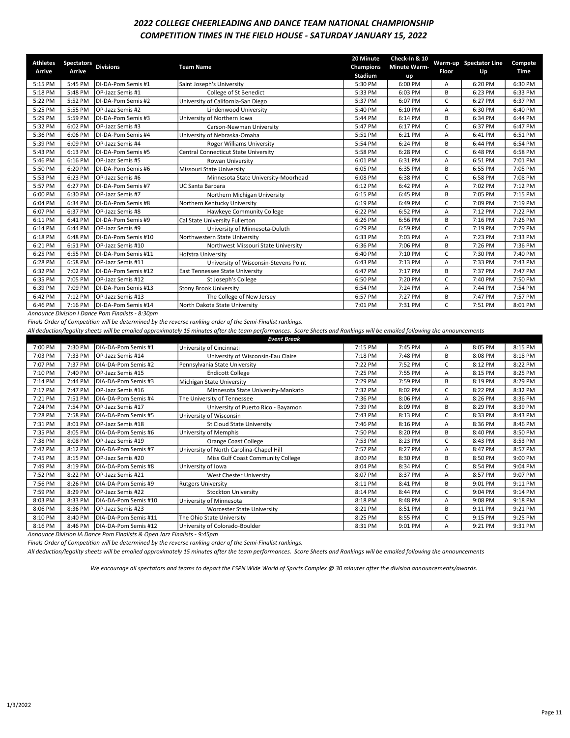## *2022 COLLEGE CHEERLEADING AND DANCE TEAM NATIONAL CHAMPIONSHIP*
## *COMPETITION TIMES IN THE FIELD HOUSE - SATURDAY JANUARY 15, 2022*

| Athletes Arrive | Spectators Arrive | Divisions | Team Name | 20 Minute Champions Stadium | Check-In & 10 Minute Warm-up | Warm-up Floor | Spectator Line Up | Compete Time |
|---|---|---|---|---|---|---|---|---|
| 5:15 PM | 5:45 PM | DI-DA-Pom Semis #1 | Saint Joseph's University | 5:30 PM | 6:00 PM | A | 6:20 PM | 6:30 PM |
| 5:18 PM | 5:48 PM | OP-Jazz Semis #1 | College of St Benedict | 5:33 PM | 6:03 PM | B | 6:23 PM | 6:33 PM |
| 5:22 PM | 5:52 PM | DI-DA-Pom Semis #2 | University of California-San Diego | 5:37 PM | 6:07 PM | C | 6:27 PM | 6:37 PM |
| 5:25 PM | 5:55 PM | OP-Jazz Semis #2 | Lindenwood University | 5:40 PM | 6:10 PM | A | 6:30 PM | 6:40 PM |
| 5:29 PM | 5:59 PM | DI-DA-Pom Semis #3 | University of Northern Iowa | 5:44 PM | 6:14 PM | B | 6:34 PM | 6:44 PM |
| 5:32 PM | 6:02 PM | OP-Jazz Semis #3 | Carson-Newman University | 5:47 PM | 6:17 PM | C | 6:37 PM | 6:47 PM |
| 5:36 PM | 6:06 PM | DI-DA-Pom Semis #4 | University of Nebraska-Omaha | 5:51 PM | 6:21 PM | A | 6:41 PM | 6:51 PM |
| 5:39 PM | 6:09 PM | OP-Jazz Semis #4 | Roger Williams University | 5:54 PM | 6:24 PM | B | 6:44 PM | 6:54 PM |
| 5:43 PM | 6:13 PM | DI-DA-Pom Semis #5 | Central Connecticut State University | 5:58 PM | 6:28 PM | C | 6:48 PM | 6:58 PM |
| 5:46 PM | 6:16 PM | OP-Jazz Semis #5 | Rowan University | 6:01 PM | 6:31 PM | A | 6:51 PM | 7:01 PM |
| 5:50 PM | 6:20 PM | DI-DA-Pom Semis #6 | Missouri State University | 6:05 PM | 6:35 PM | B | 6:55 PM | 7:05 PM |
| 5:53 PM | 6:23 PM | OP-Jazz Semis #6 | Minnesota State University-Moorhead | 6:08 PM | 6:38 PM | C | 6:58 PM | 7:08 PM |
| 5:57 PM | 6:27 PM | DI-DA-Pom Semis #7 | UC Santa Barbara | 6:12 PM | 6:42 PM | A | 7:02 PM | 7:12 PM |
| 6:00 PM | 6:30 PM | OP-Jazz Semis #7 | Northern Michigan University | 6:15 PM | 6:45 PM | B | 7:05 PM | 7:15 PM |
| 6:04 PM | 6:34 PM | DI-DA-Pom Semis #8 | Northern Kentucky University | 6:19 PM | 6:49 PM | C | 7:09 PM | 7:19 PM |
| 6:07 PM | 6:37 PM | OP-Jazz Semis #8 | Hawkeye Community College | 6:22 PM | 6:52 PM | A | 7:12 PM | 7:22 PM |
| 6:11 PM | 6:41 PM | DI-DA-Pom Semis #9 | Cal State University Fullerton | 6:26 PM | 6:56 PM | B | 7:16 PM | 7:26 PM |
| 6:14 PM | 6:44 PM | OP-Jazz Semis #9 | University of Minnesota-Duluth | 6:29 PM | 6:59 PM | C | 7:19 PM | 7:29 PM |
| 6:18 PM | 6:48 PM | DI-DA-Pom Semis #10 | Northwestern State University | 6:33 PM | 7:03 PM | A | 7:23 PM | 7:33 PM |
| 6:21 PM | 6:51 PM | OP-Jazz Semis #10 | Northwest Missouri State University | 6:36 PM | 7:06 PM | B | 7:26 PM | 7:36 PM |
| 6:25 PM | 6:55 PM | DI-DA-Pom Semis #11 | Hofstra University | 6:40 PM | 7:10 PM | C | 7:30 PM | 7:40 PM |
| 6:28 PM | 6:58 PM | OP-Jazz Semis #11 | University of Wisconsin-Stevens Point | 6:43 PM | 7:13 PM | A | 7:33 PM | 7:43 PM |
| 6:32 PM | 7:02 PM | DI-DA-Pom Semis #12 | East Tennessee State University | 6:47 PM | 7:17 PM | B | 7:37 PM | 7:47 PM |
| 6:35 PM | 7:05 PM | OP-Jazz Semis #12 | St Joseph's College | 6:50 PM | 7:20 PM | C | 7:40 PM | 7:50 PM |
| 6:39 PM | 7:09 PM | DI-DA-Pom Semis #13 | Stony Brook University | 6:54 PM | 7:24 PM | A | 7:44 PM | 7:54 PM |
| 6:42 PM | 7:12 PM | OP-Jazz Semis #13 | The College of New Jersey | 6:57 PM | 7:27 PM | B | 7:47 PM | 7:57 PM |
| 6:46 PM | 7:16 PM | DI-DA-Pom Semis #14 | North Dakota State University | 7:01 PM | 7:31 PM | C | 7:51 PM | 8:01 PM |

*Announce Division I Dance Pom Finalists - 8:30pm*

*Finals Order of Competition will be determined by the reverse ranking order of the Semi-Finalist rankings.*

*All deduction/legality sheets will be emailed approximately 15 minutes after the team performances. Score Sheets and Rankings will be emailed following the announcements*

***Event Break***

| Athletes Arrive | Spectators Arrive | Divisions | Team Name | 20 Minute Champions Stadium | Check-In & 10 Minute Warm-up | Warm-up Floor | Spectator Line Up | Compete Time |
|---|---|---|---|---|---|---|---|---|
| 7:00 PM | 7:30 PM | DIA-DA-Pom Semis #1 | University of Cincinnati | 7:15 PM | 7:45 PM | A | 8:05 PM | 8:15 PM |
| 7:03 PM | 7:33 PM | OP-Jazz Semis #14 | University of Wisconsin-Eau Claire | 7:18 PM | 7:48 PM | B | 8:08 PM | 8:18 PM |
| 7:07 PM | 7:37 PM | DIA-DA-Pom Semis #2 | Pennsylvania State University | 7:22 PM | 7:52 PM | C | 8:12 PM | 8:22 PM |
| 7:10 PM | 7:40 PM | OP-Jazz Semis #15 | Endicott College | 7:25 PM | 7:55 PM | A | 8:15 PM | 8:25 PM |
| 7:14 PM | 7:44 PM | DIA-DA-Pom Semis #3 | Michigan State University | 7:29 PM | 7:59 PM | B | 8:19 PM | 8:29 PM |
| 7:17 PM | 7:47 PM | OP-Jazz Semis #16 | Minnesota State University-Mankato | 7:32 PM | 8:02 PM | C | 8:22 PM | 8:32 PM |
| 7:21 PM | 7:51 PM | DIA-DA-Pom Semis #4 | The University of Tennessee | 7:36 PM | 8:06 PM | A | 8:26 PM | 8:36 PM |
| 7:24 PM | 7:54 PM | OP-Jazz Semis #17 | University of Puerto Rico - Bayamon | 7:39 PM | 8:09 PM | B | 8:29 PM | 8:39 PM |
| 7:28 PM | 7:58 PM | DIA-DA-Pom Semis #5 | University of Wisconsin | 7:43 PM | 8:13 PM | C | 8:33 PM | 8:43 PM |
| 7:31 PM | 8:01 PM | OP-Jazz Semis #18 | St Cloud State University | 7:46 PM | 8:16 PM | A | 8:36 PM | 8:46 PM |
| 7:35 PM | 8:05 PM | DIA-DA-Pom Semis #6 | University of Memphis | 7:50 PM | 8:20 PM | B | 8:40 PM | 8:50 PM |
| 7:38 PM | 8:08 PM | OP-Jazz Semis #19 | Orange Coast College | 7:53 PM | 8:23 PM | C | 8:43 PM | 8:53 PM |
| 7:42 PM | 8:12 PM | DIA-DA-Pom Semis #7 | University of North Carolina-Chapel Hill | 7:57 PM | 8:27 PM | A | 8:47 PM | 8:57 PM |
| 7:45 PM | 8:15 PM | OP-Jazz Semis #20 | Miss Gulf Coast Community College | 8:00 PM | 8:30 PM | B | 8:50 PM | 9:00 PM |
| 7:49 PM | 8:19 PM | DIA-DA-Pom Semis #8 | University of Iowa | 8:04 PM | 8:34 PM | C | 8:54 PM | 9:04 PM |
| 7:52 PM | 8:22 PM | OP-Jazz Semis #21 | West Chester University | 8:07 PM | 8:37 PM | A | 8:57 PM | 9:07 PM |
| 7:56 PM | 8:26 PM | DIA-DA-Pom Semis #9 | Rutgers University | 8:11 PM | 8:41 PM | B | 9:01 PM | 9:11 PM |
| 7:59 PM | 8:29 PM | OP-Jazz Semis #22 | Stockton University | 8:14 PM | 8:44 PM | C | 9:04 PM | 9:14 PM |
| 8:03 PM | 8:33 PM | DIA-DA-Pom Semis #10 | University of Minnesota | 8:18 PM | 8:48 PM | A | 9:08 PM | 9:18 PM |
| 8:06 PM | 8:36 PM | OP-Jazz Semis #23 | Worcester State University | 8:21 PM | 8:51 PM | B | 9:11 PM | 9:21 PM |
| 8:10 PM | 8:40 PM | DIA-DA-Pom Semis #11 | The Ohio State University | 8:25 PM | 8:55 PM | C | 9:15 PM | 9:25 PM |
| 8:16 PM | 8:46 PM | DIA-DA-Pom Semis #12 | University of Colorado-Boulder | 8:31 PM | 9:01 PM | A | 9:21 PM | 9:31 PM |

*Announce Division IA Dance Pom Finalists & Open Jazz Finalists - 9:45pm*

*Finals Order of Competition will be determined by the reverse ranking order of the Semi-Finalist rankings.*

*All deduction/legality sheets will be emailed approximately 15 minutes after the team performances. Score Sheets and Rankings will be emailed following the announcements*

*We encourage all spectators and teams to depart the ESPN Wide World of Sports Complex @ 30 minutes after the division announcements/awards.*

1/3/2022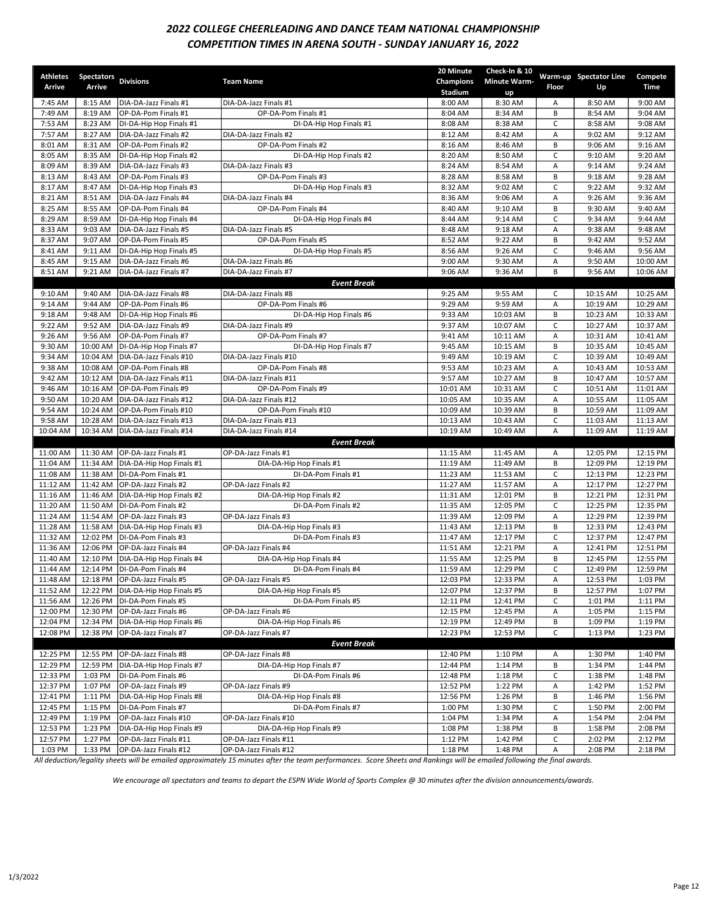# *2022 COLLEGE CHEERLEADING AND DANCE TEAM NATIONAL CHAMPIONSHIP*
# *COMPETITION TIMES IN ARENA SOUTH - SUNDAY JANUARY 16, 2022*

| Athletes Arrive | Spectators Arrive | Divisions | Team Name | 20 Minute Champions Stadium | Check-In & 10 Minute Warm-up | Warm-up Floor | Spectator Line Up | Compete Time |
|---|---|---|---|---|---|---|---|---|
| 7:45 AM | 8:15 AM | DIA-DA-Jazz Finals #1 | DIA-DA-Jazz Finals #1 | 8:00 AM | 8:30 AM | A | 8:50 AM | 9:00 AM |
| 7:49 AM | 8:19 AM | OP-DA-Pom Finals #1 | OP-DA-Pom Finals #1 | 8:04 AM | 8:34 AM | B | 8:54 AM | 9:04 AM |
| 7:53 AM | 8:23 AM | DI-DA-Hip Hop Finals #1 | DI-DA-Hip Hop Finals #1 | 8:08 AM | 8:38 AM | C | 8:58 AM | 9:08 AM |
| 7:57 AM | 8:27 AM | DIA-DA-Jazz Finals #2 | DIA-DA-Jazz Finals #2 | 8:12 AM | 8:42 AM | A | 9:02 AM | 9:12 AM |
| 8:01 AM | 8:31 AM | OP-DA-Pom Finals #2 | OP-DA-Pom Finals #2 | 8:16 AM | 8:46 AM | B | 9:06 AM | 9:16 AM |
| 8:05 AM | 8:35 AM | DI-DA-Hip Hop Finals #2 | DI-DA-Hip Hop Finals #2 | 8:20 AM | 8:50 AM | C | 9:10 AM | 9:20 AM |
| 8:09 AM | 8:39 AM | DIA-DA-Jazz Finals #3 | DIA-DA-Jazz Finals #3 | 8:24 AM | 8:54 AM | A | 9:14 AM | 9:24 AM |
| 8:13 AM | 8:43 AM | OP-DA-Pom Finals #3 | OP-DA-Pom Finals #3 | 8:28 AM | 8:58 AM | B | 9:18 AM | 9:28 AM |
| 8:17 AM | 8:47 AM | DI-DA-Hip Hop Finals #3 | DI-DA-Hip Hop Finals #3 | 8:32 AM | 9:02 AM | C | 9:22 AM | 9:32 AM |
| 8:21 AM | 8:51 AM | DIA-DA-Jazz Finals #4 | DIA-DA-Jazz Finals #4 | 8:36 AM | 9:06 AM | A | 9:26 AM | 9:36 AM |
| 8:25 AM | 8:55 AM | OP-DA-Pom Finals #4 | OP-DA-Pom Finals #4 | 8:40 AM | 9:10 AM | B | 9:30 AM | 9:40 AM |
| 8:29 AM | 8:59 AM | DI-DA-Hip Hop Finals #4 | DI-DA-Hip Hop Finals #4 | 8:44 AM | 9:14 AM | C | 9:34 AM | 9:44 AM |
| 8:33 AM | 9:03 AM | DIA-DA-Jazz Finals #5 | DIA-DA-Jazz Finals #5 | 8:48 AM | 9:18 AM | A | 9:38 AM | 9:48 AM |
| 8:37 AM | 9:07 AM | OP-DA-Pom Finals #5 | OP-DA-Pom Finals #5 | 8:52 AM | 9:22 AM | B | 9:42 AM | 9:52 AM |
| 8:41 AM | 9:11 AM | DI-DA-Hip Hop Finals #5 | DI-DA-Hip Hop Finals #5 | 8:56 AM | 9:26 AM | C | 9:46 AM | 9:56 AM |
| 8:45 AM | 9:15 AM | DIA-DA-Jazz Finals #6 | DIA-DA-Jazz Finals #6 | 9:00 AM | 9:30 AM | A | 9:50 AM | 10:00 AM |
| 8:51 AM | 9:21 AM | DIA-DA-Jazz Finals #7 | DIA-DA-Jazz Finals #7 | 9:06 AM | 9:36 AM | B | 9:56 AM | 10:06 AM |
| | | | ***Event Break*** | | | | | |
| 9:10 AM | 9:40 AM | DIA-DA-Jazz Finals #8 | DIA-DA-Jazz Finals #8 | 9:25 AM | 9:55 AM | C | 10:15 AM | 10:25 AM |
| 9:14 AM | 9:44 AM | OP-DA-Pom Finals #6 | OP-DA-Pom Finals #6 | 9:29 AM | 9:59 AM | A | 10:19 AM | 10:29 AM |
| 9:18 AM | 9:48 AM | DI-DA-Hip Hop Finals #6 | DI-DA-Hip Hop Finals #6 | 9:33 AM | 10:03 AM | B | 10:23 AM | 10:33 AM |
| 9:22 AM | 9:52 AM | DIA-DA-Jazz Finals #9 | DIA-DA-Jazz Finals #9 | 9:37 AM | 10:07 AM | C | 10:27 AM | 10:37 AM |
| 9:26 AM | 9:56 AM | OP-DA-Pom Finals #7 | OP-DA-Pom Finals #7 | 9:41 AM | 10:11 AM | A | 10:31 AM | 10:41 AM |
| 9:30 AM | 10:00 AM | DI-DA-Hip Hop Finals #7 | DI-DA-Hip Hop Finals #7 | 9:45 AM | 10:15 AM | B | 10:35 AM | 10:45 AM |
| 9:34 AM | 10:04 AM | DIA-DA-Jazz Finals #10 | DIA-DA-Jazz Finals #10 | 9:49 AM | 10:19 AM | C | 10:39 AM | 10:49 AM |
| 9:38 AM | 10:08 AM | OP-DA-Pom Finals #8 | OP-DA-Pom Finals #8 | 9:53 AM | 10:23 AM | A | 10:43 AM | 10:53 AM |
| 9:42 AM | 10:12 AM | DIA-DA-Jazz Finals #11 | DIA-DA-Jazz Finals #11 | 9:57 AM | 10:27 AM | B | 10:47 AM | 10:57 AM |
| 9:46 AM | 10:16 AM | OP-DA-Pom Finals #9 | OP-DA-Pom Finals #9 | 10:01 AM | 10:31 AM | C | 10:51 AM | 11:01 AM |
| 9:50 AM | 10:20 AM | DIA-DA-Jazz Finals #12 | DIA-DA-Jazz Finals #12 | 10:05 AM | 10:35 AM | A | 10:55 AM | 11:05 AM |
| 9:54 AM | 10:24 AM | OP-DA-Pom Finals #10 | OP-DA-Pom Finals #10 | 10:09 AM | 10:39 AM | B | 10:59 AM | 11:09 AM |
| 9:58 AM | 10:28 AM | DIA-DA-Jazz Finals #13 | DIA-DA-Jazz Finals #13 | 10:13 AM | 10:43 AM | C | 11:03 AM | 11:13 AM |
| 10:04 AM | 10:34 AM | DIA-DA-Jazz Finals #14 | DIA-DA-Jazz Finals #14 | 10:19 AM | 10:49 AM | A | 11:09 AM | 11:19 AM |
| | | | ***Event Break*** | | | | | |
| 11:00 AM | 11:30 AM | OP-DA-Jazz Finals #1 | OP-DA-Jazz Finals #1 | 11:15 AM | 11:45 AM | A | 12:05 PM | 12:15 PM |
| 11:04 AM | 11:34 AM | DIA-DA-Hip Hop Finals #1 | DIA-DA-Hip Hop Finals #1 | 11:19 AM | 11:49 AM | B | 12:09 PM | 12:19 PM |
| 11:08 AM | 11:38 AM | DI-DA-Pom Finals #1 | DI-DA-Pom Finals #1 | 11:23 AM | 11:53 AM | C | 12:13 PM | 12:23 PM |
| 11:12 AM | 11:42 AM | OP-DA-Jazz Finals #2 | OP-DA-Jazz Finals #2 | 11:27 AM | 11:57 AM | A | 12:17 PM | 12:27 PM |
| 11:16 AM | 11:46 AM | DIA-DA-Hip Hop Finals #2 | DIA-DA-Hip Hop Finals #2 | 11:31 AM | 12:01 PM | B | 12:21 PM | 12:31 PM |
| 11:20 AM | 11:50 AM | DI-DA-Pom Finals #2 | DI-DA-Pom Finals #2 | 11:35 AM | 12:05 PM | C | 12:25 PM | 12:35 PM |
| 11:24 AM | 11:54 AM | OP-DA-Jazz Finals #3 | OP-DA-Jazz Finals #3 | 11:39 AM | 12:09 PM | A | 12:29 PM | 12:39 PM |
| 11:28 AM | 11:58 AM | DIA-DA-Hip Hop Finals #3 | DIA-DA-Hip Hop Finals #3 | 11:43 AM | 12:13 PM | B | 12:33 PM | 12:43 PM |
| 11:32 AM | 12:02 PM | DI-DA-Pom Finals #3 | DI-DA-Pom Finals #3 | 11:47 AM | 12:17 PM | C | 12:37 PM | 12:47 PM |
| 11:36 AM | 12:06 PM | OP-DA-Jazz Finals #4 | OP-DA-Jazz Finals #4 | 11:51 AM | 12:21 PM | A | 12:41 PM | 12:51 PM |
| 11:40 AM | 12:10 PM | DIA-DA-Hip Hop Finals #4 | DIA-DA-Hip Hop Finals #4 | 11:55 AM | 12:25 PM | B | 12:45 PM | 12:55 PM |
| 11:44 AM | 12:14 PM | DI-DA-Pom Finals #4 | DI-DA-Pom Finals #4 | 11:59 AM | 12:29 PM | C | 12:49 PM | 12:59 PM |
| 11:48 AM | 12:18 PM | OP-DA-Jazz Finals #5 | OP-DA-Jazz Finals #5 | 12:03 PM | 12:33 PM | A | 12:53 PM | 1:03 PM |
| 11:52 AM | 12:22 PM | DIA-DA-Hip Hop Finals #5 | DIA-DA-Hip Hop Finals #5 | 12:07 PM | 12:37 PM | B | 12:57 PM | 1:07 PM |
| 11:56 AM | 12:26 PM | DI-DA-Pom Finals #5 | DI-DA-Pom Finals #5 | 12:11 PM | 12:41 PM | C | 1:01 PM | 1:11 PM |
| 12:00 PM | 12:30 PM | OP-DA-Jazz Finals #6 | OP-DA-Jazz Finals #6 | 12:15 PM | 12:45 PM | A | 1:05 PM | 1:15 PM |
| 12:04 PM | 12:34 PM | DIA-DA-Hip Hop Finals #6 | DIA-DA-Hip Hop Finals #6 | 12:19 PM | 12:49 PM | B | 1:09 PM | 1:19 PM |
| 12:08 PM | 12:38 PM | OP-DA-Jazz Finals #7 | OP-DA-Jazz Finals #7 | 12:23 PM | 12:53 PM | C | 1:13 PM | 1:23 PM |
| | | | ***Event Break*** | | | | | |
| 12:25 PM | 12:55 PM | OP-DA-Jazz Finals #8 | OP-DA-Jazz Finals #8 | 12:40 PM | 1:10 PM | A | 1:30 PM | 1:40 PM |
| 12:29 PM | 12:59 PM | DIA-DA-Hip Hop Finals #7 | DIA-DA-Hip Hop Finals #7 | 12:44 PM | 1:14 PM | B | 1:34 PM | 1:44 PM |
| 12:33 PM | 1:03 PM | DI-DA-Pom Finals #6 | DI-DA-Pom Finals #6 | 12:48 PM | 1:18 PM | C | 1:38 PM | 1:48 PM |
| 12:37 PM | 1:07 PM | OP-DA-Jazz Finals #9 | OP-DA-Jazz Finals #9 | 12:52 PM | 1:22 PM | A | 1:42 PM | 1:52 PM |
| 12:41 PM | 1:11 PM | DIA-DA-Hip Hop Finals #8 | DIA-DA-Hip Hop Finals #8 | 12:56 PM | 1:26 PM | B | 1:46 PM | 1:56 PM |
| 12:45 PM | 1:15 PM | DI-DA-Pom Finals #7 | DI-DA-Pom Finals #7 | 1:00 PM | 1:30 PM | C | 1:50 PM | 2:00 PM |
| 12:49 PM | 1:19 PM | OP-DA-Jazz Finals #10 | OP-DA-Jazz Finals #10 | 1:04 PM | 1:34 PM | A | 1:54 PM | 2:04 PM |
| 12:53 PM | 1:23 PM | DIA-DA-Hip Hop Finals #9 | DIA-DA-Hip Hop Finals #9 | 1:08 PM | 1:38 PM | B | 1:58 PM | 2:08 PM |
| 12:57 PM | 1:27 PM | OP-DA-Jazz Finals #11 | OP-DA-Jazz Finals #11 | 1:12 PM | 1:42 PM | C | 2:02 PM | 2:12 PM |
| 1:03 PM | 1:33 PM | OP-DA-Jazz Finals #12 | OP-DA-Jazz Finals #12 | 1:18 PM | 1:48 PM | A | 2:08 PM | 2:18 PM |

*All deduction/legality sheets will be emailed approximately 15 minutes after the team performances. Score Sheets and Rankings will be emailed following the final awards.*

*We encourage all spectators and teams to depart the ESPN Wide World of Sports Complex @ 30 minutes after the division announcements/awards.*

1/3/2022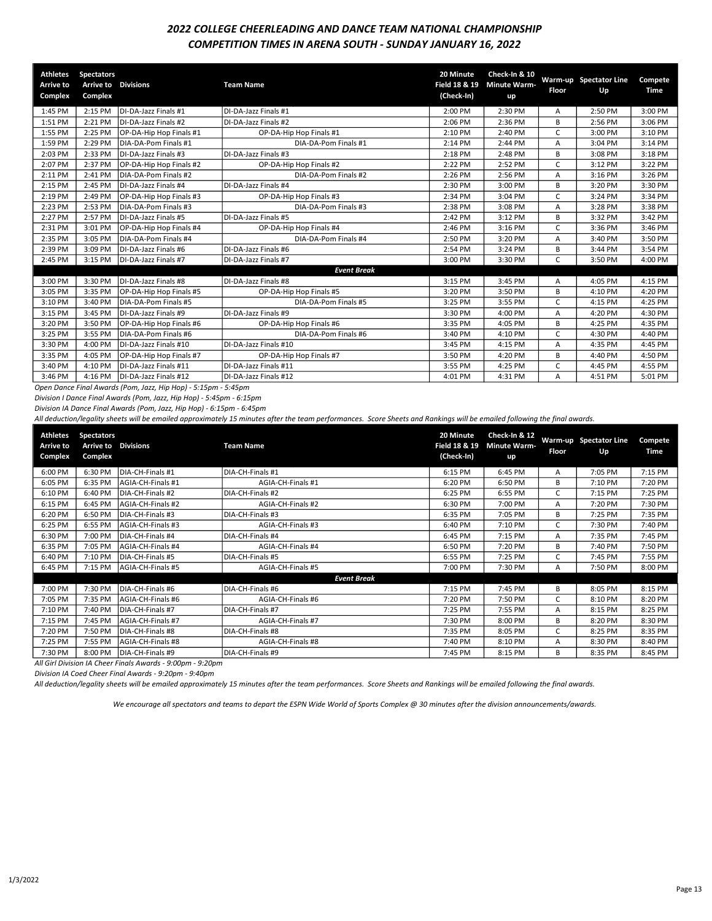## *2022 COLLEGE CHEERLEADING AND DANCE TEAM NATIONAL CHAMPIONSHIP*
## *COMPETITION TIMES IN ARENA SOUTH - SUNDAY JANUARY 16, 2022*

| Athletes Arrive to Complex | Spectators Arrive to Complex | Divisions | Team Name | 20 Minute Field 18 & 19 (Check-In) | Check-In & 10 Minute Warm-up | Warm-up Floor | Spectator Line Up | Compete Time |
|---|---|---|---|---|---|---|---|---|
| 1:45 PM | 2:15 PM | DI-DA-Jazz Finals #1 | DI-DA-Jazz Finals #1 | 2:00 PM | 2:30 PM | A | 2:50 PM | 3:00 PM |
| 1:51 PM | 2:21 PM | DI-DA-Jazz Finals #2 | DI-DA-Jazz Finals #2 | 2:06 PM | 2:36 PM | B | 2:56 PM | 3:06 PM |
| 1:55 PM | 2:25 PM | OP-DA-Hip Hop Finals #1 | OP-DA-Hip Hop Finals #1 | 2:10 PM | 2:40 PM | C | 3:00 PM | 3:10 PM |
| 1:59 PM | 2:29 PM | DIA-DA-Pom Finals #1 | DIA-DA-Pom Finals #1 | 2:14 PM | 2:44 PM | A | 3:04 PM | 3:14 PM |
| 2:03 PM | 2:33 PM | DI-DA-Jazz Finals #3 | DI-DA-Jazz Finals #3 | 2:18 PM | 2:48 PM | B | 3:08 PM | 3:18 PM |
| 2:07 PM | 2:37 PM | OP-DA-Hip Hop Finals #2 | OP-DA-Hip Hop Finals #2 | 2:22 PM | 2:52 PM | C | 3:12 PM | 3:22 PM |
| 2:11 PM | 2:41 PM | DIA-DA-Pom Finals #2 | DIA-DA-Pom Finals #2 | 2:26 PM | 2:56 PM | A | 3:16 PM | 3:26 PM |
| 2:15 PM | 2:45 PM | DI-DA-Jazz Finals #4 | DI-DA-Jazz Finals #4 | 2:30 PM | 3:00 PM | B | 3:20 PM | 3:30 PM |
| 2:19 PM | 2:49 PM | OP-DA-Hip Hop Finals #3 | OP-DA-Hip Hop Finals #3 | 2:34 PM | 3:04 PM | C | 3:24 PM | 3:34 PM |
| 2:23 PM | 2:53 PM | DIA-DA-Pom Finals #3 | DIA-DA-Pom Finals #3 | 2:38 PM | 3:08 PM | A | 3:28 PM | 3:38 PM |
| 2:27 PM | 2:57 PM | DI-DA-Jazz Finals #5 | DI-DA-Jazz Finals #5 | 2:42 PM | 3:12 PM | B | 3:32 PM | 3:42 PM |
| 2:31 PM | 3:01 PM | OP-DA-Hip Hop Finals #4 | OP-DA-Hip Hop Finals #4 | 2:46 PM | 3:16 PM | C | 3:36 PM | 3:46 PM |
| 2:35 PM | 3:05 PM | DIA-DA-Pom Finals #4 | DIA-DA-Pom Finals #4 | 2:50 PM | 3:20 PM | A | 3:40 PM | 3:50 PM |
| 2:39 PM | 3:09 PM | DI-DA-Jazz Finals #6 | DI-DA-Jazz Finals #6 | 2:54 PM | 3:24 PM | B | 3:44 PM | 3:54 PM |
| 2:45 PM | 3:15 PM | DI-DA-Jazz Finals #7 | DI-DA-Jazz Finals #7 | 3:00 PM | 3:30 PM | C | 3:50 PM | 4:00 PM |
| | | | ***Event Break*** | | | | | |
| 3:00 PM | 3:30 PM | DI-DA-Jazz Finals #8 | DI-DA-Jazz Finals #8 | 3:15 PM | 3:45 PM | A | 4:05 PM | 4:15 PM |
| 3:05 PM | 3:35 PM | OP-DA-Hip Hop Finals #5 | OP-DA-Hip Hop Finals #5 | 3:20 PM | 3:50 PM | B | 4:10 PM | 4:20 PM |
| 3:10 PM | 3:40 PM | DIA-DA-Pom Finals #5 | DIA-DA-Pom Finals #5 | 3:25 PM | 3:55 PM | C | 4:15 PM | 4:25 PM |
| 3:15 PM | 3:45 PM | DI-DA-Jazz Finals #9 | DI-DA-Jazz Finals #9 | 3:30 PM | 4:00 PM | A | 4:20 PM | 4:30 PM |
| 3:20 PM | 3:50 PM | OP-DA-Hip Hop Finals #6 | OP-DA-Hip Hop Finals #6 | 3:35 PM | 4:05 PM | B | 4:25 PM | 4:35 PM |
| 3:25 PM | 3:55 PM | DIA-DA-Pom Finals #6 | DIA-DA-Pom Finals #6 | 3:40 PM | 4:10 PM | C | 4:30 PM | 4:40 PM |
| 3:30 PM | 4:00 PM | DI-DA-Jazz Finals #10 | DI-DA-Jazz Finals #10 | 3:45 PM | 4:15 PM | A | 4:35 PM | 4:45 PM |
| 3:35 PM | 4:05 PM | OP-DA-Hip Hop Finals #7 | OP-DA-Hip Hop Finals #7 | 3:50 PM | 4:20 PM | B | 4:40 PM | 4:50 PM |
| 3:40 PM | 4:10 PM | DI-DA-Jazz Finals #11 | DI-DA-Jazz Finals #11 | 3:55 PM | 4:25 PM | C | 4:45 PM | 4:55 PM |
| 3:46 PM | 4:16 PM | DI-DA-Jazz Finals #12 | DI-DA-Jazz Finals #12 | 4:01 PM | 4:31 PM | A | 4:51 PM | 5:01 PM |

*Open Dance Final Awards (Pom, Jazz, Hip Hop) - 5:15pm - 5:45pm*

*Division I Dance Final Awards (Pom, Jazz, Hip Hop) - 5:45pm - 6:15pm*

*Division IA Dance Final Awards (Pom, Jazz, Hip Hop) - 6:15pm - 6:45pm*

*All deduction/legality sheets will be emailed approximately 15 minutes after the team performances. Score Sheets and Rankings will be emailed following the final awards.*

| Athletes Arrive to Complex | Spectators Arrive to Complex | Divisions | Team Name | 20 Minute Field 18 & 19 (Check-In) | Check-In & 12 Minute Warm-up | Warm-up Floor | Spectator Line Up | Compete Time |
|---|---|---|---|---|---|---|---|---|
| 6:00 PM | 6:30 PM | DIA-CH-Finals #1 | DIA-CH-Finals #1 | 6:15 PM | 6:45 PM | A | 7:05 PM | 7:15 PM |
| 6:05 PM | 6:35 PM | AGIA-CH-Finals #1 | AGIA-CH-Finals #1 | 6:20 PM | 6:50 PM | B | 7:10 PM | 7:20 PM |
| 6:10 PM | 6:40 PM | DIA-CH-Finals #2 | DIA-CH-Finals #2 | 6:25 PM | 6:55 PM | C | 7:15 PM | 7:25 PM |
| 6:15 PM | 6:45 PM | AGIA-CH-Finals #2 | AGIA-CH-Finals #2 | 6:30 PM | 7:00 PM | A | 7:20 PM | 7:30 PM |
| 6:20 PM | 6:50 PM | DIA-CH-Finals #3 | DIA-CH-Finals #3 | 6:35 PM | 7:05 PM | B | 7:25 PM | 7:35 PM |
| 6:25 PM | 6:55 PM | AGIA-CH-Finals #3 | AGIA-CH-Finals #3 | 6:40 PM | 7:10 PM | C | 7:30 PM | 7:40 PM |
| 6:30 PM | 7:00 PM | DIA-CH-Finals #4 | DIA-CH-Finals #4 | 6:45 PM | 7:15 PM | A | 7:35 PM | 7:45 PM |
| 6:35 PM | 7:05 PM | AGIA-CH-Finals #4 | AGIA-CH-Finals #4 | 6:50 PM | 7:20 PM | B | 7:40 PM | 7:50 PM |
| 6:40 PM | 7:10 PM | DIA-CH-Finals #5 | DIA-CH-Finals #5 | 6:55 PM | 7:25 PM | C | 7:45 PM | 7:55 PM |
| 6:45 PM | 7:15 PM | AGIA-CH-Finals #5 | AGIA-CH-Finals #5 | 7:00 PM | 7:30 PM | A | 7:50 PM | 8:00 PM |
| | | | ***Event Break*** | | | | | |
| 7:00 PM | 7:30 PM | DIA-CH-Finals #6 | DIA-CH-Finals #6 | 7:15 PM | 7:45 PM | B | 8:05 PM | 8:15 PM |
| 7:05 PM | 7:35 PM | AGIA-CH-Finals #6 | AGIA-CH-Finals #6 | 7:20 PM | 7:50 PM | C | 8:10 PM | 8:20 PM |
| 7:10 PM | 7:40 PM | DIA-CH-Finals #7 | DIA-CH-Finals #7 | 7:25 PM | 7:55 PM | A | 8:15 PM | 8:25 PM |
| 7:15 PM | 7:45 PM | AGIA-CH-Finals #7 | AGIA-CH-Finals #7 | 7:30 PM | 8:00 PM | B | 8:20 PM | 8:30 PM |
| 7:20 PM | 7:50 PM | DIA-CH-Finals #8 | DIA-CH-Finals #8 | 7:35 PM | 8:05 PM | C | 8:25 PM | 8:35 PM |
| 7:25 PM | 7:55 PM | AGIA-CH-Finals #8 | AGIA-CH-Finals #8 | 7:40 PM | 8:10 PM | A | 8:30 PM | 8:40 PM |
| 7:30 PM | 8:00 PM | DIA-CH-Finals #9 | DIA-CH-Finals #9 | 7:45 PM | 8:15 PM | B | 8:35 PM | 8:45 PM |

*All Girl Division IA Cheer Finals Awards - 9:00pm - 9:20pm*

*Division IA Coed Cheer Final Awards - 9:20pm - 9:40pm*

*All deduction/legality sheets will be emailed approximately 15 minutes after the team performances. Score Sheets and Rankings will be emailed following the final awards.*

*We encourage all spectators and teams to depart the ESPN Wide World of Sports Complex @ 30 minutes after the division announcements/awards.*

1/3/2022